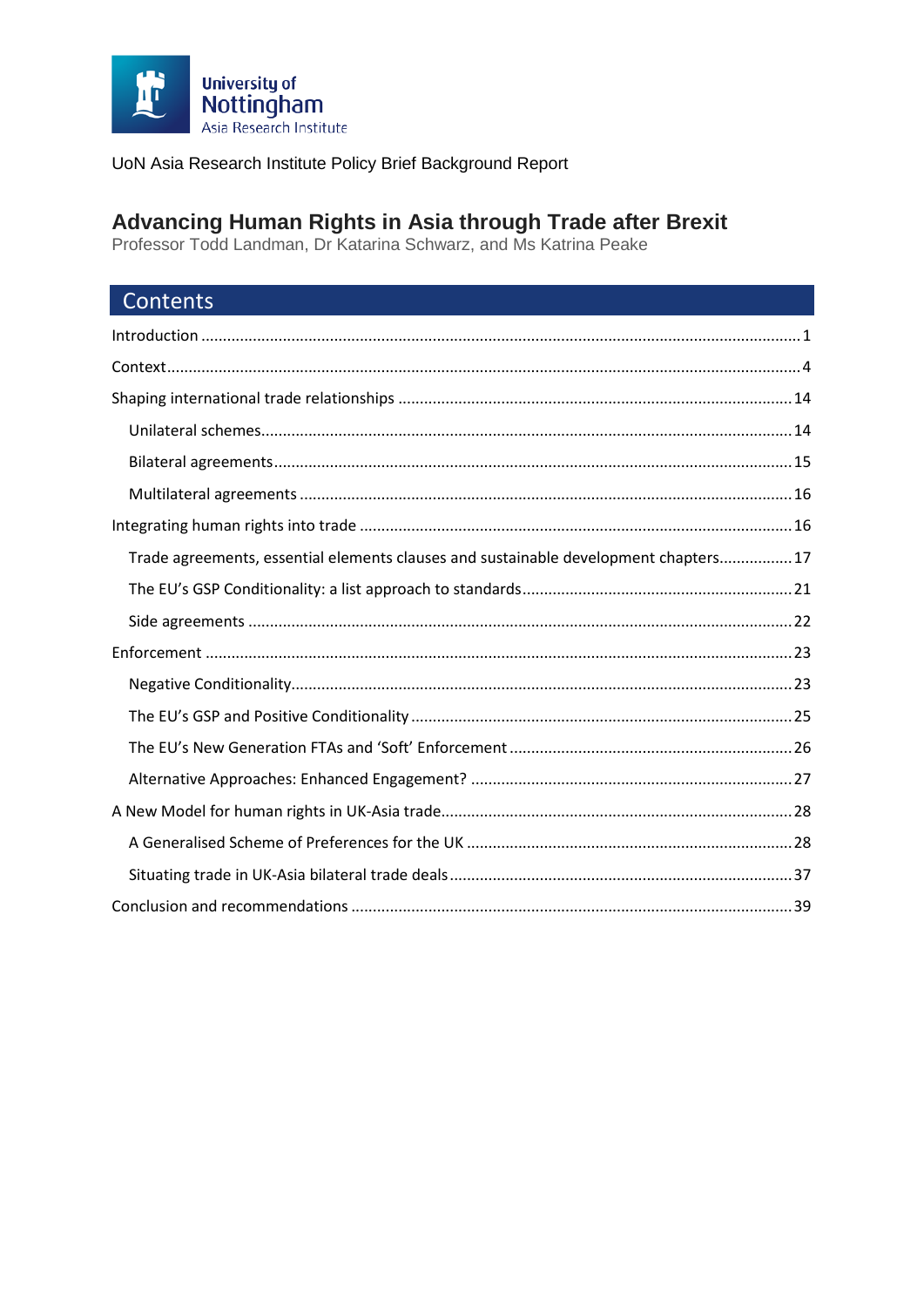University of Nottingham
Asia Research Institute

UoN Asia Research Institute Policy Brief Background Report

# Advancing Human Rights in Asia through Trade after Brexit

Professor Todd Landman, Dr Katarina Schwarz, and Ms Katrina Peake

## Contents

- Introduction ........ 1
- Context ........ 4
- Shaping international trade relationships ........ 14
  - Unilateral schemes ........ 14
  - Bilateral agreements ........ 15
  - Multilateral agreements ........ 16
- Integrating human rights into trade ........ 16
  - Trade agreements, essential elements clauses and sustainable development chapters ........ 17
  - The EU's GSP Conditionality: a list approach to standards ........ 21
  - Side agreements ........ 22
- Enforcement ........ 23
  - Negative Conditionality ........ 23
  - The EU's GSP and Positive Conditionality ........ 25
  - The EU's New Generation FTAs and 'Soft' Enforcement ........ 26
  - Alternative Approaches: Enhanced Engagement? ........ 27
- A New Model for human rights in UK-Asia trade ........ 28
  - A Generalised Scheme of Preferences for the UK ........ 28
  - Situating trade in UK-Asia bilateral trade deals ........ 37
- Conclusion and recommendations ........ 39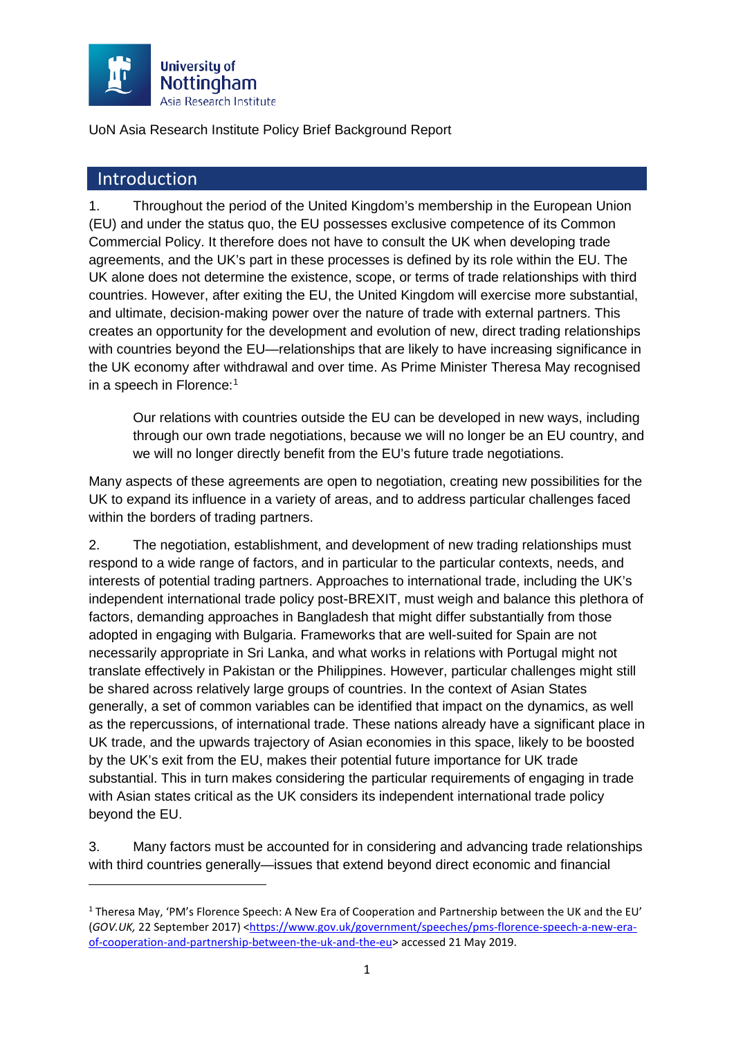UoN Asia Research Institute Policy Brief Background Report

## Introduction

1. Throughout the period of the United Kingdom's membership in the European Union (EU) and under the status quo, the EU possesses exclusive competence of its Common Commercial Policy. It therefore does not have to consult the UK when developing trade agreements, and the UK's part in these processes is defined by its role within the EU. The UK alone does not determine the existence, scope, or terms of trade relationships with third countries. However, after exiting the EU, the United Kingdom will exercise more substantial, and ultimate, decision-making power over the nature of trade with external partners. This creates an opportunity for the development and evolution of new, direct trading relationships with countries beyond the EU—relationships that are likely to have increasing significance in the UK economy after withdrawal and over time. As Prime Minister Theresa May recognised in a speech in Florence:[1]

> Our relations with countries outside the EU can be developed in new ways, including through our own trade negotiations, because we will no longer be an EU country, and we will no longer directly benefit from the EU's future trade negotiations.

Many aspects of these agreements are open to negotiation, creating new possibilities for the UK to expand its influence in a variety of areas, and to address particular challenges faced within the borders of trading partners.

2. The negotiation, establishment, and development of new trading relationships must respond to a wide range of factors, and in particular to the particular contexts, needs, and interests of potential trading partners. Approaches to international trade, including the UK's independent international trade policy post-BREXIT, must weigh and balance this plethora of factors, demanding approaches in Bangladesh that might differ substantially from those adopted in engaging with Bulgaria. Frameworks that are well-suited for Spain are not necessarily appropriate in Sri Lanka, and what works in relations with Portugal might not translate effectively in Pakistan or the Philippines. However, particular challenges might still be shared across relatively large groups of countries. In the context of Asian States generally, a set of common variables can be identified that impact on the dynamics, as well as the repercussions, of international trade. These nations already have a significant place in UK trade, and the upwards trajectory of Asian economies in this space, likely to be boosted by the UK's exit from the EU, makes their potential future importance for UK trade substantial. This in turn makes considering the particular requirements of engaging in trade with Asian states critical as the UK considers its independent international trade policy beyond the EU.

3. Many factors must be accounted for in considering and advancing trade relationships with third countries generally—issues that extend beyond direct economic and financial

[1] Theresa May, 'PM's Florence Speech: A New Era of Cooperation and Partnership between the UK and the EU' (*GOV.UK,* 22 September 2017) <https://www.gov.uk/government/speeches/pms-florence-speech-a-new-era-of-cooperation-and-partnership-between-the-uk-and-the-eu> accessed 21 May 2019.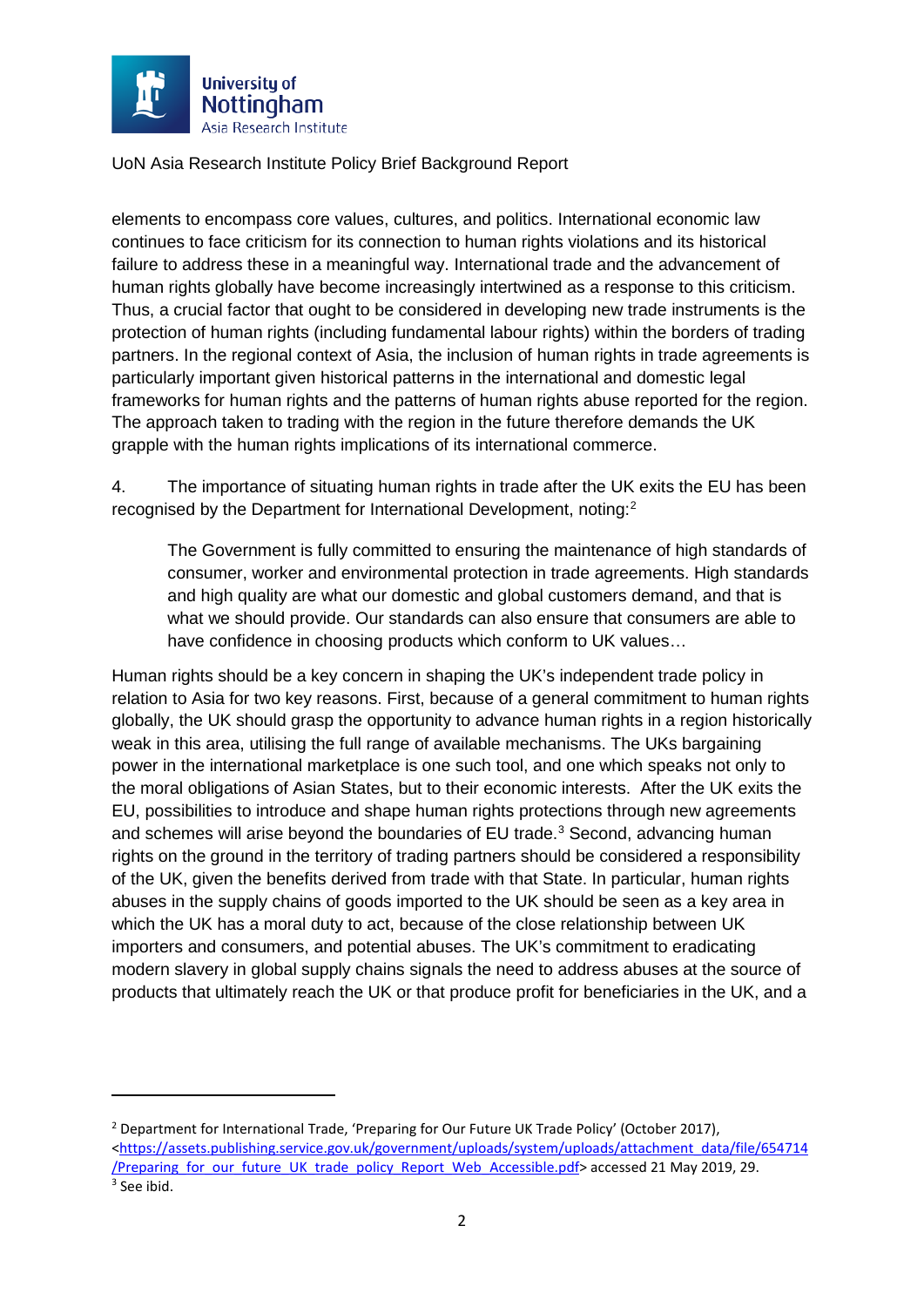elements to encompass core values, cultures, and politics. International economic law continues to face criticism for its connection to human rights violations and its historical failure to address these in a meaningful way. International trade and the advancement of human rights globally have become increasingly intertwined as a response to this criticism. Thus, a crucial factor that ought to be considered in developing new trade instruments is the protection of human rights (including fundamental labour rights) within the borders of trading partners. In the regional context of Asia, the inclusion of human rights in trade agreements is particularly important given historical patterns in the international and domestic legal frameworks for human rights and the patterns of human rights abuse reported for the region. The approach taken to trading with the region in the future therefore demands the UK grapple with the human rights implications of its international commerce.

4. The importance of situating human rights in trade after the UK exits the EU has been recognised by the Department for International Development, noting:[2]

> The Government is fully committed to ensuring the maintenance of high standards of consumer, worker and environmental protection in trade agreements. High standards and high quality are what our domestic and global customers demand, and that is what we should provide. Our standards can also ensure that consumers are able to have confidence in choosing products which conform to UK values…

Human rights should be a key concern in shaping the UK's independent trade policy in relation to Asia for two key reasons. First, because of a general commitment to human rights globally, the UK should grasp the opportunity to advance human rights in a region historically weak in this area, utilising the full range of available mechanisms. The UKs bargaining power in the international marketplace is one such tool, and one which speaks not only to the moral obligations of Asian States, but to their economic interests. After the UK exits the EU, possibilities to introduce and shape human rights protections through new agreements and schemes will arise beyond the boundaries of EU trade.[3] Second, advancing human rights on the ground in the territory of trading partners should be considered a responsibility of the UK, given the benefits derived from trade with that State. In particular, human rights abuses in the supply chains of goods imported to the UK should be seen as a key area in which the UK has a moral duty to act, because of the close relationship between UK importers and consumers, and potential abuses. The UK's commitment to eradicating modern slavery in global supply chains signals the need to address abuses at the source of products that ultimately reach the UK or that produce profit for beneficiaries in the UK, and a

---

[2] Department for International Trade, 'Preparing for Our Future UK Trade Policy' (October 2017), <https://assets.publishing.service.gov.uk/government/uploads/system/uploads/attachment_data/file/654714/Preparing_for_our_future_UK_trade_policy_Report_Web_Accessible.pdf> accessed 21 May 2019, 29.

[3] See ibid.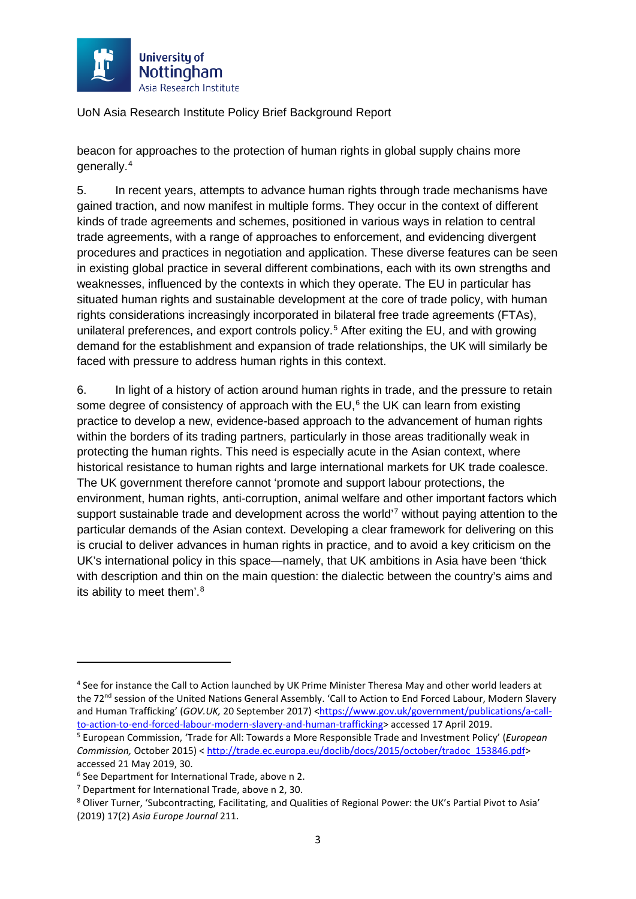beacon for approaches to the protection of human rights in global supply chains more generally.[4]

5. In recent years, attempts to advance human rights through trade mechanisms have gained traction, and now manifest in multiple forms. They occur in the context of different kinds of trade agreements and schemes, positioned in various ways in relation to central trade agreements, with a range of approaches to enforcement, and evidencing divergent procedures and practices in negotiation and application. These diverse features can be seen in existing global practice in several different combinations, each with its own strengths and weaknesses, influenced by the contexts in which they operate. The EU in particular has situated human rights and sustainable development at the core of trade policy, with human rights considerations increasingly incorporated in bilateral free trade agreements (FTAs), unilateral preferences, and export controls policy.[5] After exiting the EU, and with growing demand for the establishment and expansion of trade relationships, the UK will similarly be faced with pressure to address human rights in this context.

6. In light of a history of action around human rights in trade, and the pressure to retain some degree of consistency of approach with the EU,[6] the UK can learn from existing practice to develop a new, evidence-based approach to the advancement of human rights within the borders of its trading partners, particularly in those areas traditionally weak in protecting the human rights. This need is especially acute in the Asian context, where historical resistance to human rights and large international markets for UK trade coalesce. The UK government therefore cannot 'promote and support labour protections, the environment, human rights, anti-corruption, animal welfare and other important factors which support sustainable trade and development across the world'[7] without paying attention to the particular demands of the Asian context. Developing a clear framework for delivering on this is crucial to deliver advances in human rights in practice, and to avoid a key criticism on the UK's international policy in this space—namely, that UK ambitions in Asia have been 'thick with description and thin on the main question: the dialectic between the country's aims and its ability to meet them'.[8]

---

[4] See for instance the Call to Action launched by UK Prime Minister Theresa May and other world leaders at the 72nd session of the United Nations General Assembly. 'Call to Action to End Forced Labour, Modern Slavery and Human Trafficking' (*GOV.UK,* 20 September 2017) <https://www.gov.uk/government/publications/a-call-to-action-to-end-forced-labour-modern-slavery-and-human-trafficking> accessed 17 April 2019.

[5] European Commission, 'Trade for All: Towards a More Responsible Trade and Investment Policy' (*European Commission,* October 2015) < http://trade.ec.europa.eu/doclib/docs/2015/october/tradoc_153846.pdf> accessed 21 May 2019, 30.

[6] See Department for International Trade, above n 2.

[7] Department for International Trade, above n 2, 30.

[8] Oliver Turner, 'Subcontracting, Facilitating, and Qualities of Regional Power: the UK's Partial Pivot to Asia' (2019) 17(2) *Asia Europe Journal* 211.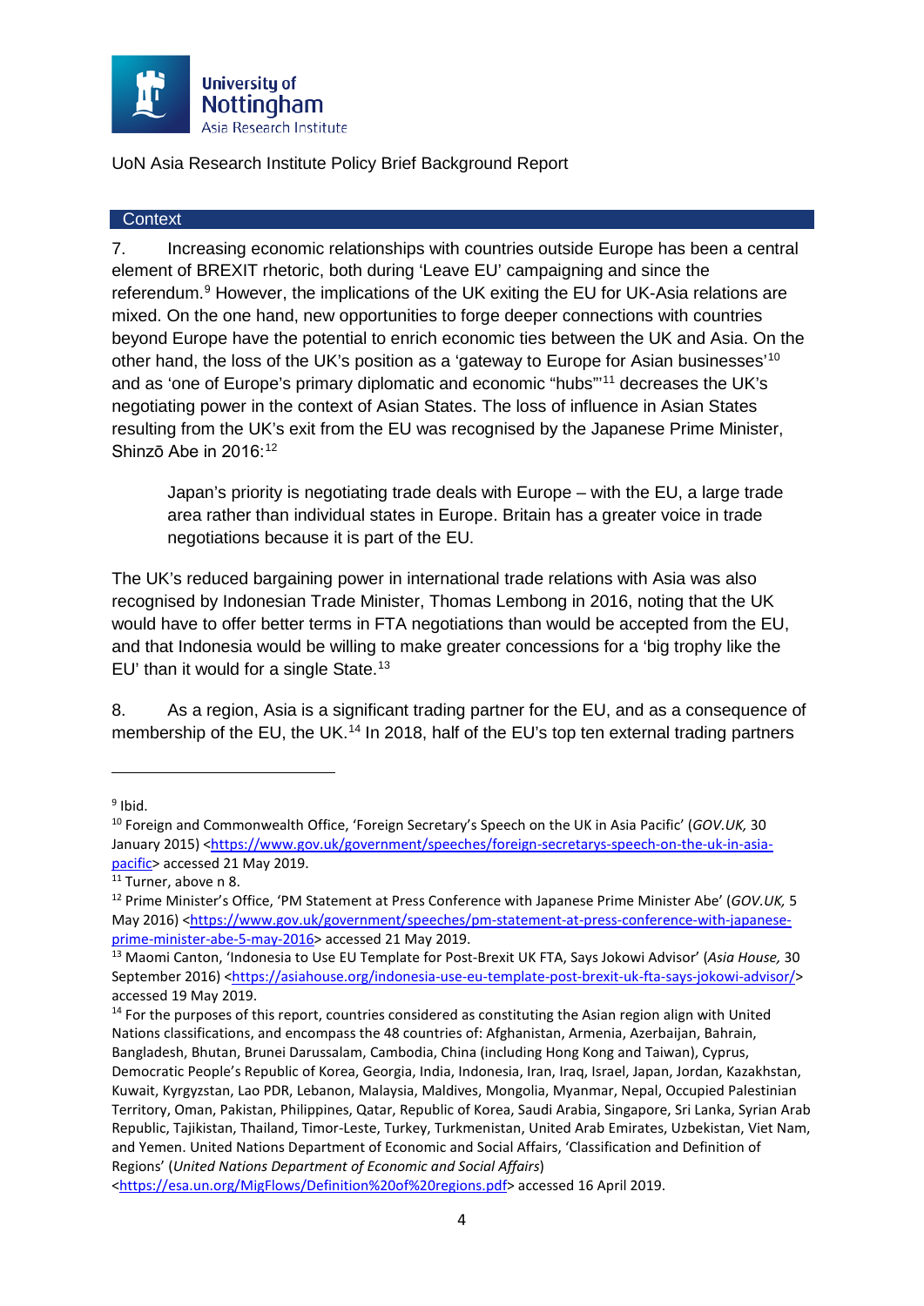## Context

7. Increasing economic relationships with countries outside Europe has been a central element of BREXIT rhetoric, both during 'Leave EU' campaigning and since the referendum.[9] However, the implications of the UK exiting the EU for UK-Asia relations are mixed. On the one hand, new opportunities to forge deeper connections with countries beyond Europe have the potential to enrich economic ties between the UK and Asia. On the other hand, the loss of the UK's position as a 'gateway to Europe for Asian businesses'[10] and as 'one of Europe's primary diplomatic and economic "hubs"'[11] decreases the UK's negotiating power in the context of Asian States. The loss of influence in Asian States resulting from the UK's exit from the EU was recognised by the Japanese Prime Minister, Shinzō Abe in 2016:[12]

> Japan's priority is negotiating trade deals with Europe – with the EU, a large trade area rather than individual states in Europe. Britain has a greater voice in trade negotiations because it is part of the EU.

The UK's reduced bargaining power in international trade relations with Asia was also recognised by Indonesian Trade Minister, Thomas Lembong in 2016, noting that the UK would have to offer better terms in FTA negotiations than would be accepted from the EU, and that Indonesia would be willing to make greater concessions for a 'big trophy like the EU' than it would for a single State.[13]

8. As a region, Asia is a significant trading partner for the EU, and as a consequence of membership of the EU, the UK.[14] In 2018, half of the EU's top ten external trading partners

---

[9] Ibid.

[10] Foreign and Commonwealth Office, 'Foreign Secretary's Speech on the UK in Asia Pacific' (*GOV.UK,* 30 January 2015) <https://www.gov.uk/government/speeches/foreign-secretarys-speech-on-the-uk-in-asia-pacific> accessed 21 May 2019.

[11] Turner, above n 8.

[12] Prime Minister's Office, 'PM Statement at Press Conference with Japanese Prime Minister Abe' (*GOV.UK,* 5 May 2016) <https://www.gov.uk/government/speeches/pm-statement-at-press-conference-with-japanese-prime-minister-abe-5-may-2016> accessed 21 May 2019.

[13] Maomi Canton, 'Indonesia to Use EU Template for Post-Brexit UK FTA, Says Jokowi Advisor' (*Asia House,* 30 September 2016) <https://asiahouse.org/indonesia-use-eu-template-post-brexit-uk-fta-says-jokowi-advisor/> accessed 19 May 2019.

[14] For the purposes of this report, countries considered as constituting the Asian region align with United Nations classifications, and encompass the 48 countries of: Afghanistan, Armenia, Azerbaijan, Bahrain, Bangladesh, Bhutan, Brunei Darussalam, Cambodia, China (including Hong Kong and Taiwan), Cyprus, Democratic People's Republic of Korea, Georgia, India, Indonesia, Iran, Iraq, Israel, Japan, Jordan, Kazakhstan, Kuwait, Kyrgyzstan, Lao PDR, Lebanon, Malaysia, Maldives, Mongolia, Myanmar, Nepal, Occupied Palestinian Territory, Oman, Pakistan, Philippines, Qatar, Republic of Korea, Saudi Arabia, Singapore, Sri Lanka, Syrian Arab Republic, Tajikistan, Thailand, Timor-Leste, Turkey, Turkmenistan, United Arab Emirates, Uzbekistan, Viet Nam, and Yemen. United Nations Department of Economic and Social Affairs, 'Classification and Definition of Regions' (*United Nations Department of Economic and Social Affairs*) <https://esa.un.org/MigFlows/Definition%20of%20regions.pdf> accessed 16 April 2019.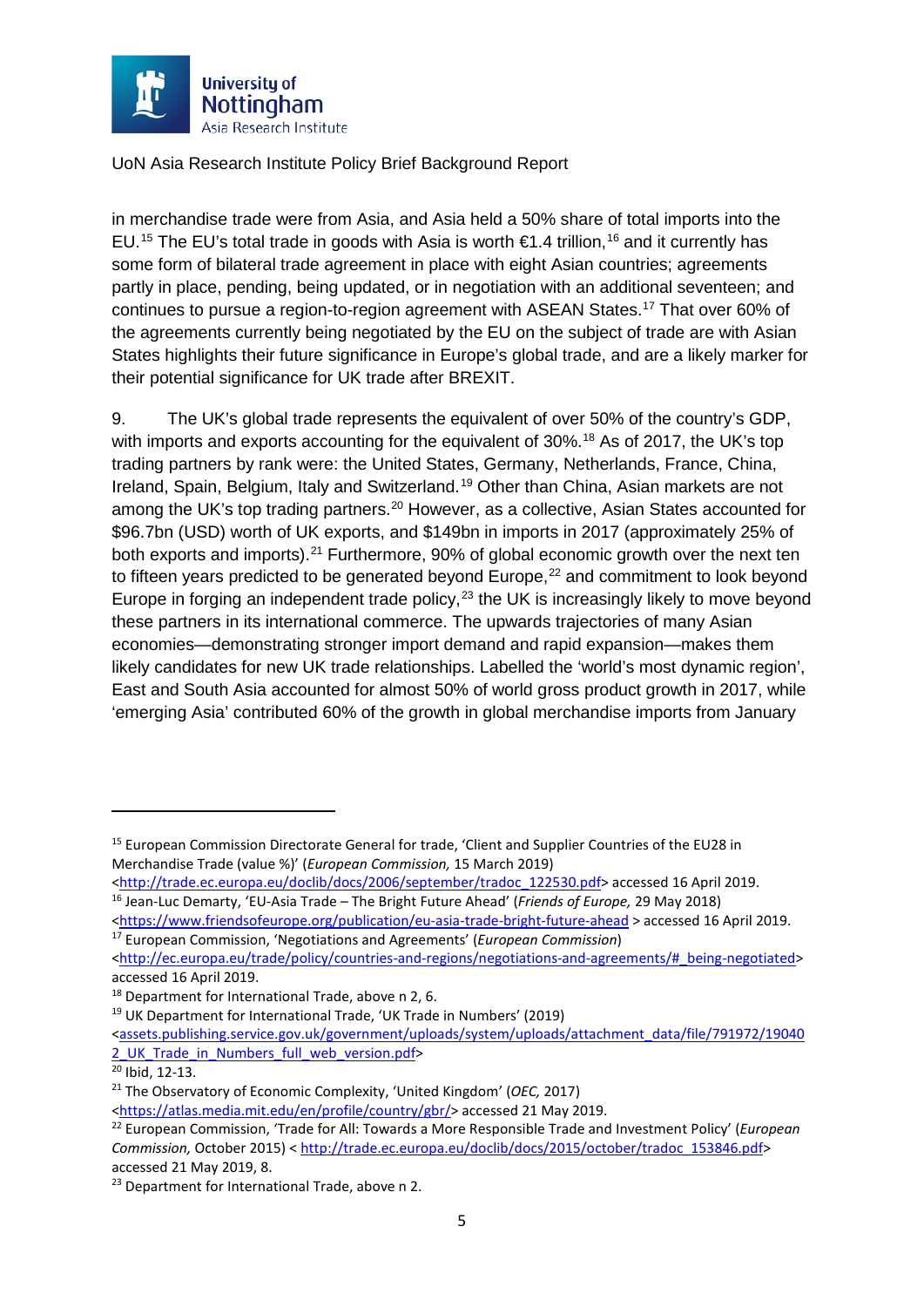in merchandise trade were from Asia, and Asia held a 50% share of total imports into the EU.[15] The EU's total trade in goods with Asia is worth €1.4 trillion,[16] and it currently has some form of bilateral trade agreement in place with eight Asian countries; agreements partly in place, pending, being updated, or in negotiation with an additional seventeen; and continues to pursue a region-to-region agreement with ASEAN States.[17] That over 60% of the agreements currently being negotiated by the EU on the subject of trade are with Asian States highlights their future significance in Europe's global trade, and are a likely marker for their potential significance for UK trade after BREXIT.

9. The UK's global trade represents the equivalent of over 50% of the country's GDP, with imports and exports accounting for the equivalent of 30%.[18] As of 2017, the UK's top trading partners by rank were: the United States, Germany, Netherlands, France, China, Ireland, Spain, Belgium, Italy and Switzerland.[19] Other than China, Asian markets are not among the UK's top trading partners.[20] However, as a collective, Asian States accounted for $96.7bn (USD) worth of UK exports, and $149bn in imports in 2017 (approximately 25% of both exports and imports).[21] Furthermore, 90% of global economic growth over the next ten to fifteen years predicted to be generated beyond Europe,[22] and commitment to look beyond Europe in forging an independent trade policy,[23] the UK is increasingly likely to move beyond these partners in its international commerce. The upwards trajectories of many Asian economies—demonstrating stronger import demand and rapid expansion—makes them likely candidates for new UK trade relationships. Labelled the 'world's most dynamic region', East and South Asia accounted for almost 50% of world gross product growth in 2017, while 'emerging Asia' contributed 60% of the growth in global merchandise imports from January

---

[15] European Commission Directorate General for trade, 'Client and Supplier Countries of the EU28 in Merchandise Trade (value %)' (*European Commission,* 15 March 2019) <http://trade.ec.europa.eu/doclib/docs/2006/september/tradoc_122530.pdf> accessed 16 April 2019.

[16] Jean-Luc Demarty, 'EU-Asia Trade – The Bright Future Ahead' (*Friends of Europe,* 29 May 2018) <https://www.friendsofeurope.org/publication/eu-asia-trade-bright-future-ahead > accessed 16 April 2019.

[17] European Commission, 'Negotiations and Agreements' (*European Commission*) <http://ec.europa.eu/trade/policy/countries-and-regions/negotiations-and-agreements/#_being-negotiated> accessed 16 April 2019.

[18] Department for International Trade, above n 2, 6.

[19] UK Department for International Trade, 'UK Trade in Numbers' (2019) <assets.publishing.service.gov.uk/government/uploads/system/uploads/attachment_data/file/791972/190402_UK_Trade_in_Numbers_full_web_version.pdf>

[20] Ibid, 12-13.

[21] The Observatory of Economic Complexity, 'United Kingdom' (*OEC,* 2017) <https://atlas.media.mit.edu/en/profile/country/gbr/> accessed 21 May 2019.

[22] European Commission, 'Trade for All: Towards a More Responsible Trade and Investment Policy' (*European Commission,* October 2015) < http://trade.ec.europa.eu/doclib/docs/2015/october/tradoc_153846.pdf> accessed 21 May 2019, 8.

[23] Department for International Trade, above n 2.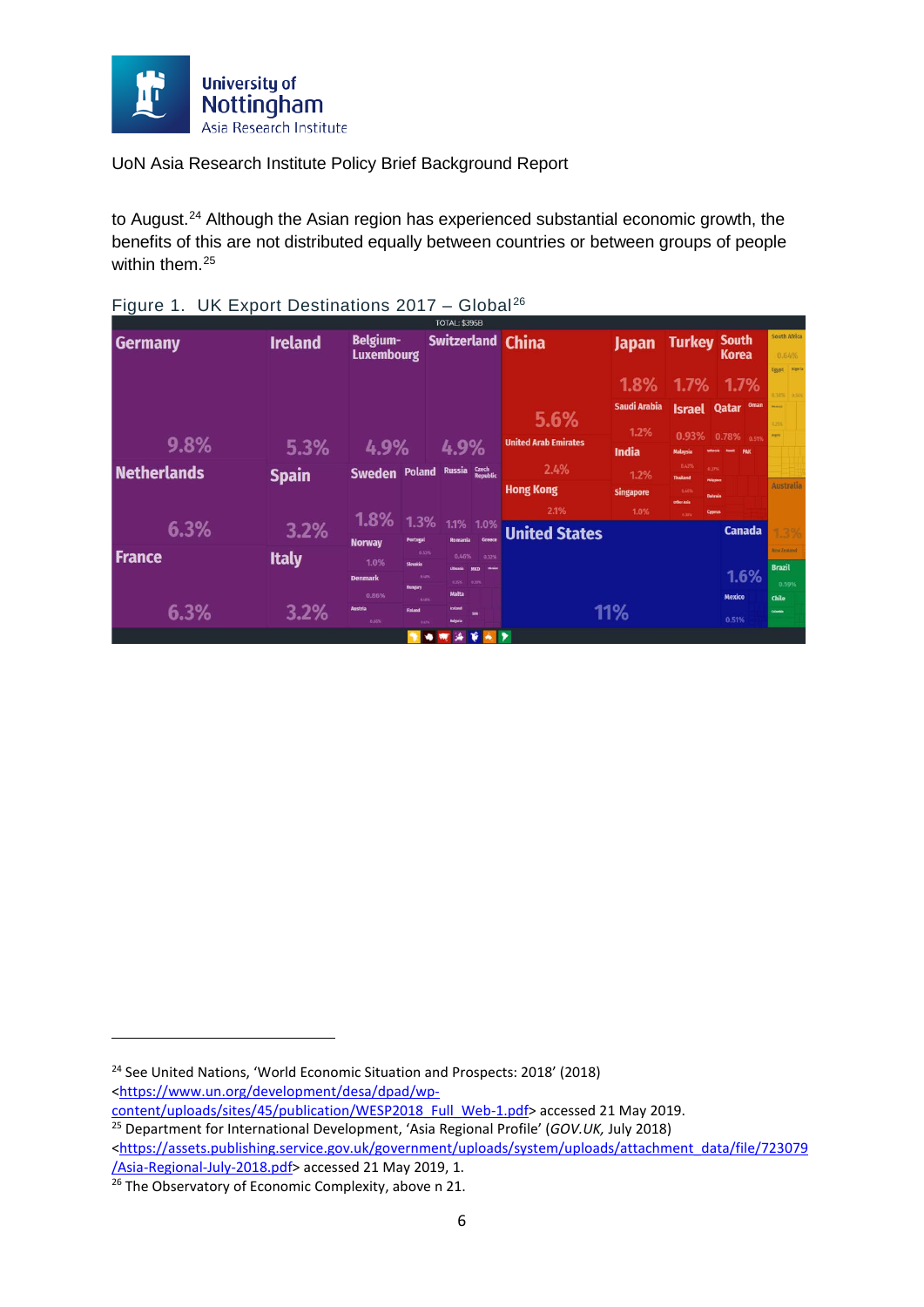to August.[24] Although the Asian region has experienced substantial economic growth, the benefits of this are not distributed equally between countries or between groups of people within them.[25]

Figure 1. UK Export Destinations 2017 – Global[26]

---

[24] See United Nations, 'World Economic Situation and Prospects: 2018' (2018) <https://www.un.org/development/desa/dpad/wp-content/uploads/sites/45/publication/WESP2018_Full_Web-1.pdf> accessed 21 May 2019.

[25] Department for International Development, 'Asia Regional Profile' (*GOV.UK,* July 2018) <https://assets.publishing.service.gov.uk/government/uploads/system/uploads/attachment_data/file/723079/Asia-Regional-July-2018.pdf> accessed 21 May 2019, 1.

[26] The Observatory of Economic Complexity, above n 21.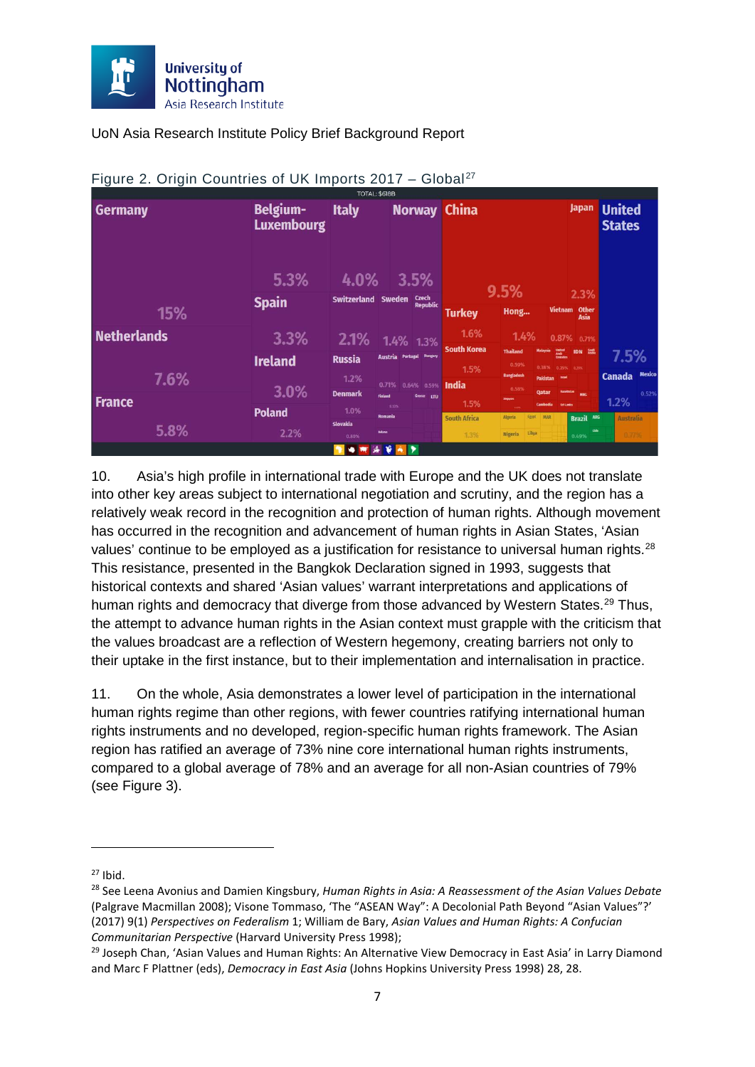Figure 2. Origin Countries of UK Imports 2017 – Global[27]

10. Asia's high profile in international trade with Europe and the UK does not translate into other key areas subject to international negotiation and scrutiny, and the region has a relatively weak record in the recognition and protection of human rights. Although movement has occurred in the recognition and advancement of human rights in Asian States, 'Asian values' continue to be employed as a justification for resistance to universal human rights.[28] This resistance, presented in the Bangkok Declaration signed in 1993, suggests that historical contexts and shared 'Asian values' warrant interpretations and applications of human rights and democracy that diverge from those advanced by Western States.[29] Thus, the attempt to advance human rights in the Asian context must grapple with the criticism that the values broadcast are a reflection of Western hegemony, creating barriers not only to their uptake in the first instance, but to their implementation and internalisation in practice.

11. On the whole, Asia demonstrates a lower level of participation in the international human rights regime than other regions, with fewer countries ratifying international human rights instruments and no developed, region-specific human rights framework. The Asian region has ratified an average of 73% nine core international human rights instruments, compared to a global average of 78% and an average for all non-Asian countries of 79% (see Figure 3).

---

[27] Ibid.

[28] See Leena Avonius and Damien Kingsbury, *Human Rights in Asia: A Reassessment of the Asian Values Debate* (Palgrave Macmillan 2008); Visone Tommaso, 'The "ASEAN Way": A Decolonial Path Beyond "Asian Values"?' (2017) 9(1) *Perspectives on Federalism* 1; William de Bary, *Asian Values and Human Rights: A Confucian Communitarian Perspective* (Harvard University Press 1998);

[29] Joseph Chan, 'Asian Values and Human Rights: An Alternative View Democracy in East Asia' in Larry Diamond and Marc F Plattner (eds), *Democracy in East Asia* (Johns Hopkins University Press 1998) 28, 28.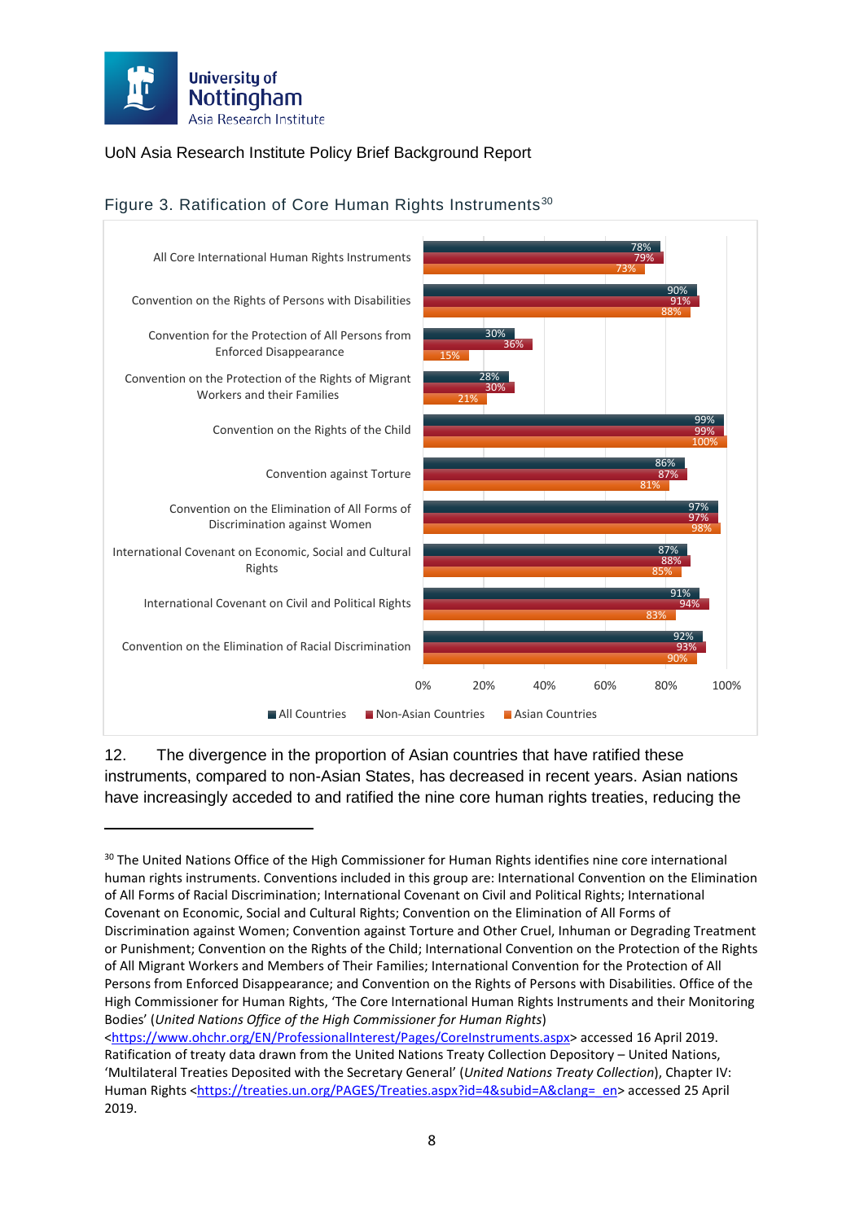### Figure 3. Ratification of Core Human Rights Instruments[30]

| Instrument | All Countries | Non-Asian Countries | Asian Countries |
|---|---|---|---|
| All Core International Human Rights Instruments | 78% | 79% | 73% |
| Convention on the Rights of Persons with Disabilities | 90% | 91% | 88% |
| Convention for the Protection of All Persons from Enforced Disappearance | 30% | 36% | 15% |
| Convention on the Protection of the Rights of Migrant Workers and their Families | 28% | 30% | 21% |
| Convention on the Rights of the Child | 99% | 99% | 100% |
| Convention against Torture | 86% | 87% | 81% |
| Convention on the Elimination of All Forms of Discrimination against Women | 97% | 97% | 98% |
| International Covenant on Economic, Social and Cultural Rights | 87% | 88% | 85% |
| International Covenant on Civil and Political Rights | 91% | 94% | 83% |
| Convention on the Elimination of Racial Discrimination | 92% | 93% | 90% |

12. The divergence in the proportion of Asian countries that have ratified these instruments, compared to non-Asian States, has decreased in recent years. Asian nations have increasingly acceded to and ratified the nine core human rights treaties, reducing the

---

[30] The United Nations Office of the High Commissioner for Human Rights identifies nine core international human rights instruments. Conventions included in this group are: International Convention on the Elimination of All Forms of Racial Discrimination; International Covenant on Civil and Political Rights; International Covenant on Economic, Social and Cultural Rights; Convention on the Elimination of All Forms of Discrimination against Women; Convention against Torture and Other Cruel, Inhuman or Degrading Treatment or Punishment; Convention on the Rights of the Child; International Convention on the Protection of the Rights of All Migrant Workers and Members of Their Families; International Convention for the Protection of All Persons from Enforced Disappearance; and Convention on the Rights of Persons with Disabilities. Office of the High Commissioner for Human Rights, 'The Core International Human Rights Instruments and their Monitoring Bodies' (*United Nations Office of the High Commissioner for Human Rights*) <https://www.ohchr.org/EN/ProfessionalInterest/Pages/CoreInstruments.aspx> accessed 16 April 2019. Ratification of treaty data drawn from the United Nations Treaty Collection Depository – United Nations, 'Multilateral Treaties Deposited with the Secretary General' (*United Nations Treaty Collection*), Chapter IV: Human Rights <https://treaties.un.org/PAGES/Treaties.aspx?id=4&subid=A&clang=_en> accessed 25 April 2019.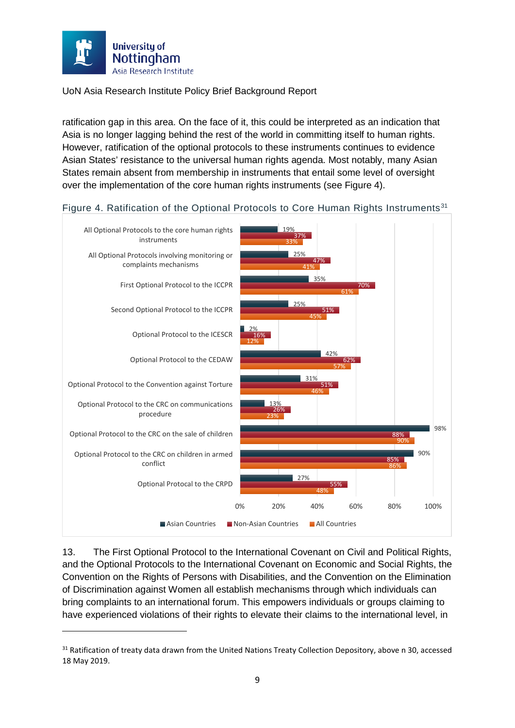ratification gap in this area. On the face of it, this could be interpreted as an indication that Asia is no longer lagging behind the rest of the world in committing itself to human rights. However, ratification of the optional protocols to these instruments continues to evidence Asian States' resistance to the universal human rights agenda. Most notably, many Asian States remain absent from membership in instruments that entail some level of oversight over the implementation of the core human rights instruments (see Figure 4).

Figure 4. Ratification of the Optional Protocols to Core Human Rights Instruments[31]

| Instrument | Asian Countries | Non-Asian Countries | All Countries |
|---|---|---|---|
| All Optional Protocols to the core human rights instruments | 19% | 37% | 33% |
| All Optional Protocols involving monitoring or complaints mechanisms | 25% | 47% | 41% |
| First Optional Protocol to the ICCPR | 35% | 70% | 61% |
| Second Optional Protocol to the ICCPR | 25% | 51% | 45% |
| Optional Protocol to the ICESCR | 2% | 16% | 12% |
| Optional Protocol to the CEDAW | 42% | 62% | 57% |
| Optional Protocol to the Convention against Torture | 31% | 51% | 46% |
| Optional Protocol to the CRC on communications procedure | 13% | 26% | 23% |
| Optional Protocol to the CRC on the sale of children | 98% | 88% | 90% |
| Optional Protocol to the CRC on children in armed conflict | 90% | 85% | 86% |
| Optional Protocal to the CRPD | 27% | 55% | 48% |

13. The First Optional Protocol to the International Covenant on Civil and Political Rights, and the Optional Protocols to the International Covenant on Economic and Social Rights, the Convention on the Rights of Persons with Disabilities, and the Convention on the Elimination of Discrimination against Women all establish mechanisms through which individuals can bring complaints to an international forum. This empowers individuals or groups claiming to have experienced violations of their rights to elevate their claims to the international level, in

[31] Ratification of treaty data drawn from the United Nations Treaty Collection Depository, above n 30, accessed 18 May 2019.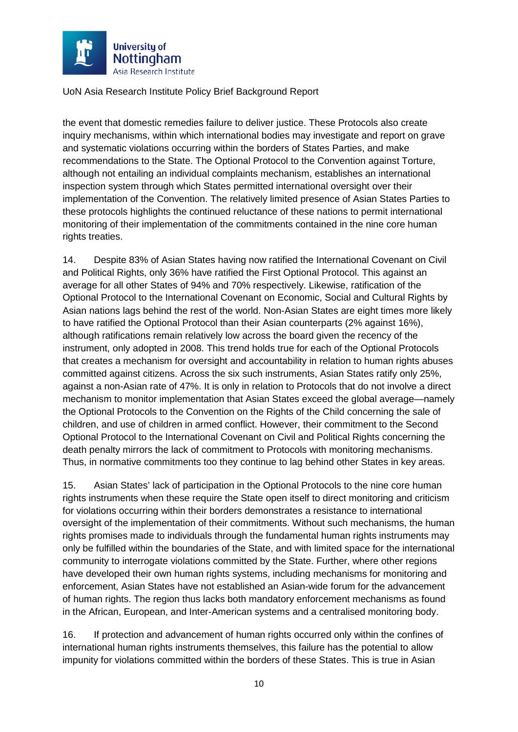the event that domestic remedies failure to deliver justice. These Protocols also create inquiry mechanisms, within which international bodies may investigate and report on grave and systematic violations occurring within the borders of States Parties, and make recommendations to the State. The Optional Protocol to the Convention against Torture, although not entailing an individual complaints mechanism, establishes an international inspection system through which States permitted international oversight over their implementation of the Convention. The relatively limited presence of Asian States Parties to these protocols highlights the continued reluctance of these nations to permit international monitoring of their implementation of the commitments contained in the nine core human rights treaties.

14. Despite 83% of Asian States having now ratified the International Covenant on Civil and Political Rights, only 36% have ratified the First Optional Protocol. This against an average for all other States of 94% and 70% respectively. Likewise, ratification of the Optional Protocol to the International Covenant on Economic, Social and Cultural Rights by Asian nations lags behind the rest of the world. Non-Asian States are eight times more likely to have ratified the Optional Protocol than their Asian counterparts (2% against 16%), although ratifications remain relatively low across the board given the recency of the instrument, only adopted in 2008. This trend holds true for each of the Optional Protocols that creates a mechanism for oversight and accountability in relation to human rights abuses committed against citizens. Across the six such instruments, Asian States ratify only 25%, against a non-Asian rate of 47%. It is only in relation to Protocols that do not involve a direct mechanism to monitor implementation that Asian States exceed the global average—namely the Optional Protocols to the Convention on the Rights of the Child concerning the sale of children, and use of children in armed conflict. However, their commitment to the Second Optional Protocol to the International Covenant on Civil and Political Rights concerning the death penalty mirrors the lack of commitment to Protocols with monitoring mechanisms. Thus, in normative commitments too they continue to lag behind other States in key areas.

15. Asian States' lack of participation in the Optional Protocols to the nine core human rights instruments when these require the State open itself to direct monitoring and criticism for violations occurring within their borders demonstrates a resistance to international oversight of the implementation of their commitments. Without such mechanisms, the human rights promises made to individuals through the fundamental human rights instruments may only be fulfilled within the boundaries of the State, and with limited space for the international community to interrogate violations committed by the State. Further, where other regions have developed their own human rights systems, including mechanisms for monitoring and enforcement, Asian States have not established an Asian-wide forum for the advancement of human rights. The region thus lacks both mandatory enforcement mechanisms as found in the African, European, and Inter-American systems and a centralised monitoring body.

16. If protection and advancement of human rights occurred only within the confines of international human rights instruments themselves, this failure has the potential to allow impunity for violations committed within the borders of these States. This is true in Asian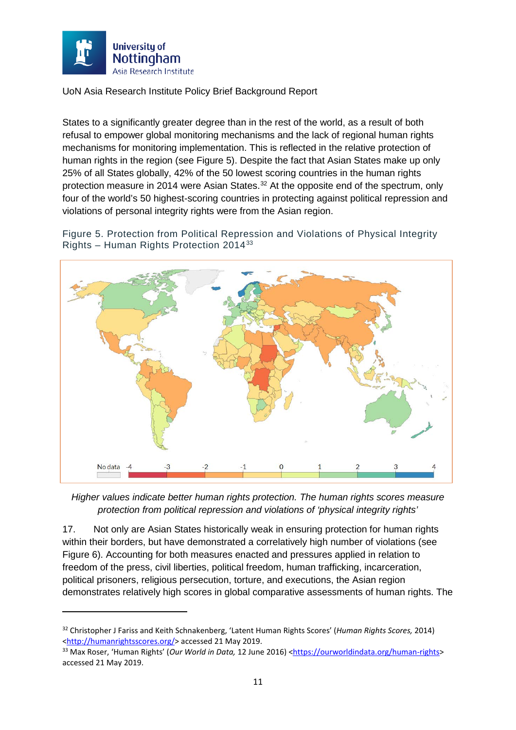States to a significantly greater degree than in the rest of the world, as a result of both refusal to empower global monitoring mechanisms and the lack of regional human rights mechanisms for monitoring implementation. This is reflected in the relative protection of human rights in the region (see Figure 5). Despite the fact that Asian States make up only 25% of all States globally, 42% of the 50 lowest scoring countries in the human rights protection measure in 2014 were Asian States.[32] At the opposite end of the spectrum, only four of the world's 50 highest-scoring countries in protecting against political repression and violations of personal integrity rights were from the Asian region.

Figure 5. Protection from Political Repression and Violations of Physical Integrity Rights – Human Rights Protection 2014[33]

*Higher values indicate better human rights protection. The human rights scores measure protection from political repression and violations of 'physical integrity rights'*

17. Not only are Asian States historically weak in ensuring protection for human rights within their borders, but have demonstrated a correlatively high number of violations (see Figure 6). Accounting for both measures enacted and pressures applied in relation to freedom of the press, civil liberties, political freedom, human trafficking, incarceration, political prisoners, religious persecution, torture, and executions, the Asian region demonstrates relatively high scores in global comparative assessments of human rights. The

---

[32] Christopher J Fariss and Keith Schnakenberg, 'Latent Human Rights Scores' (*Human Rights Scores,* 2014) <http://humanrightsscores.org/> accessed 21 May 2019.

[33] Max Roser, 'Human Rights' (*Our World in Data,* 12 June 2016) <https://ourworldindata.org/human-rights> accessed 21 May 2019.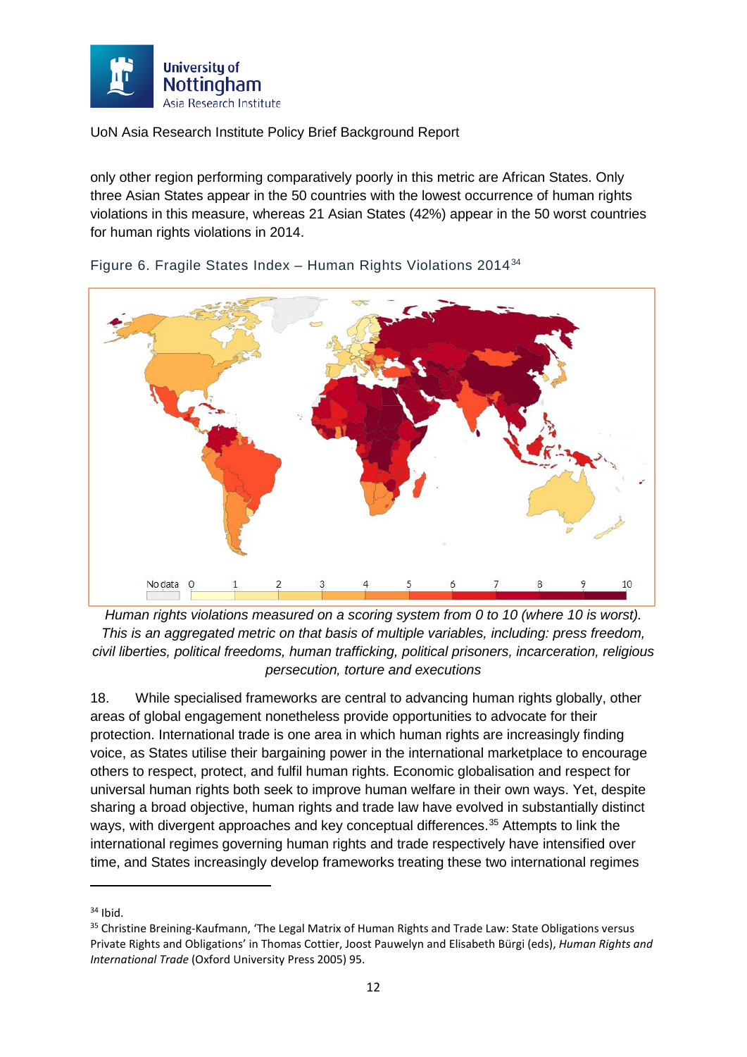only other region performing comparatively poorly in this metric are African States. Only three Asian States appear in the 50 countries with the lowest occurrence of human rights violations in this measure, whereas 21 Asian States (42%) appear in the 50 worst countries for human rights violations in 2014.

Figure 6. Fragile States Index – Human Rights Violations 2014[34]

*Human rights violations measured on a scoring system from 0 to 10 (where 10 is worst). This is an aggregated metric on that basis of multiple variables, including: press freedom, civil liberties, political freedoms, human trafficking, political prisoners, incarceration, religious persecution, torture and executions*

18. While specialised frameworks are central to advancing human rights globally, other areas of global engagement nonetheless provide opportunities to advocate for their protection. International trade is one area in which human rights are increasingly finding voice, as States utilise their bargaining power in the international marketplace to encourage others to respect, protect, and fulfil human rights. Economic globalisation and respect for universal human rights both seek to improve human welfare in their own ways. Yet, despite sharing a broad objective, human rights and trade law have evolved in substantially distinct ways, with divergent approaches and key conceptual differences.[35] Attempts to link the international regimes governing human rights and trade respectively have intensified over time, and States increasingly develop frameworks treating these two international regimes

---

[34] Ibid.

[35] Christine Breining-Kaufmann, 'The Legal Matrix of Human Rights and Trade Law: State Obligations versus Private Rights and Obligations' in Thomas Cottier, Joost Pauwelyn and Elisabeth Bürgi (eds), *Human Rights and International Trade* (Oxford University Press 2005) 95.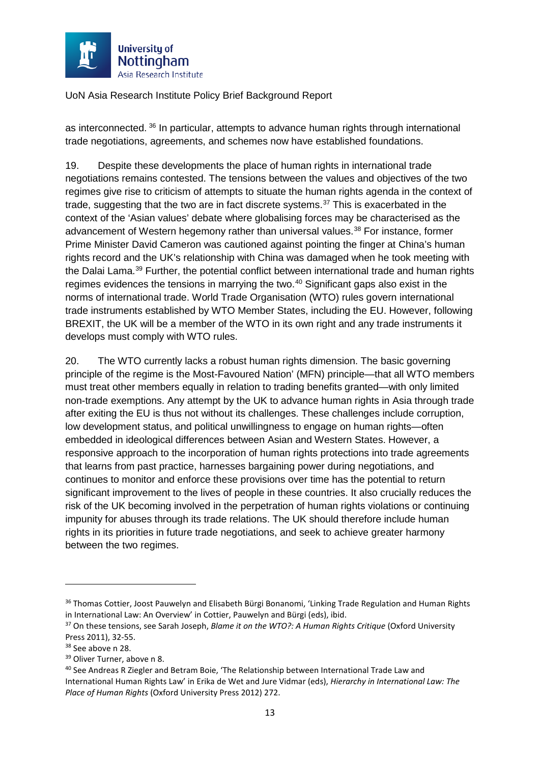as interconnected.[36] In particular, attempts to advance human rights through international trade negotiations, agreements, and schemes now have established foundations.

19. Despite these developments the place of human rights in international trade negotiations remains contested. The tensions between the values and objectives of the two regimes give rise to criticism of attempts to situate the human rights agenda in the context of trade, suggesting that the two are in fact discrete systems.[37] This is exacerbated in the context of the 'Asian values' debate where globalising forces may be characterised as the advancement of Western hegemony rather than universal values.[38] For instance, former Prime Minister David Cameron was cautioned against pointing the finger at China's human rights record and the UK's relationship with China was damaged when he took meeting with the Dalai Lama.[39] Further, the potential conflict between international trade and human rights regimes evidences the tensions in marrying the two.[40] Significant gaps also exist in the norms of international trade. World Trade Organisation (WTO) rules govern international trade instruments established by WTO Member States, including the EU. However, following BREXIT, the UK will be a member of the WTO in its own right and any trade instruments it develops must comply with WTO rules.

20. The WTO currently lacks a robust human rights dimension. The basic governing principle of the regime is the Most-Favoured Nation' (MFN) principle—that all WTO members must treat other members equally in relation to trading benefits granted—with only limited non-trade exemptions. Any attempt by the UK to advance human rights in Asia through trade after exiting the EU is thus not without its challenges. These challenges include corruption, low development status, and political unwillingness to engage on human rights—often embedded in ideological differences between Asian and Western States. However, a responsive approach to the incorporation of human rights protections into trade agreements that learns from past practice, harnesses bargaining power during negotiations, and continues to monitor and enforce these provisions over time has the potential to return significant improvement to the lives of people in these countries. It also crucially reduces the risk of the UK becoming involved in the perpetration of human rights violations or continuing impunity for abuses through its trade relations. The UK should therefore include human rights in its priorities in future trade negotiations, and seek to achieve greater harmony between the two regimes.

---

[36] Thomas Cottier, Joost Pauwelyn and Elisabeth Bürgi Bonanomi, 'Linking Trade Regulation and Human Rights in International Law: An Overview' in Cottier, Pauwelyn and Bürgi (eds), ibid.

[37] On these tensions, see Sarah Joseph, *Blame it on the WTO?: A Human Rights Critique* (Oxford University Press 2011), 32-55.

[38] See above n 28.

[39] Oliver Turner, above n 8.

[40] See Andreas R Ziegler and Betram Boie, 'The Relationship between International Trade Law and International Human Rights Law' in Erika de Wet and Jure Vidmar (eds), *Hierarchy in International Law: The Place of Human Rights* (Oxford University Press 2012) 272.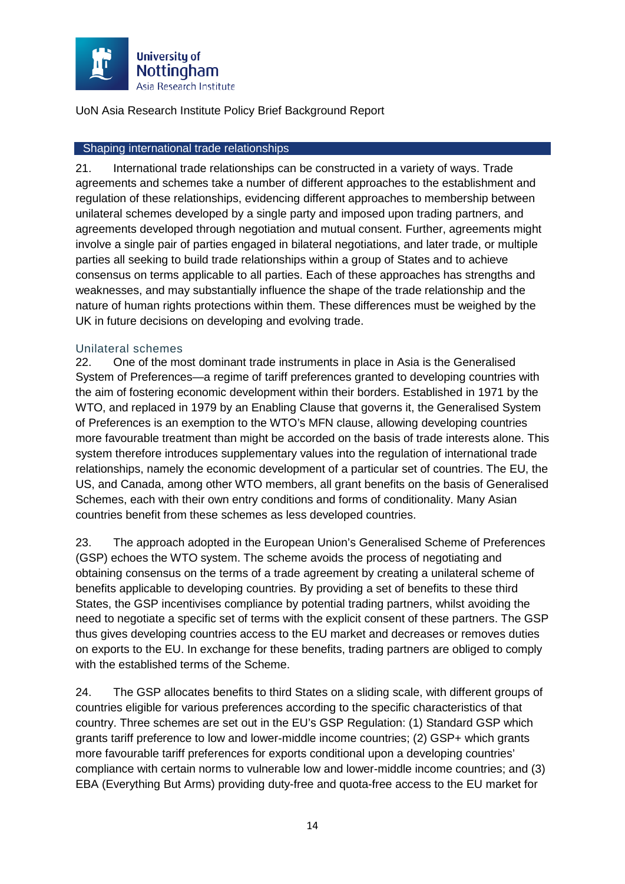## Shaping international trade relationships

21. International trade relationships can be constructed in a variety of ways. Trade agreements and schemes take a number of different approaches to the establishment and regulation of these relationships, evidencing different approaches to membership between unilateral schemes developed by a single party and imposed upon trading partners, and agreements developed through negotiation and mutual consent. Further, agreements might involve a single pair of parties engaged in bilateral negotiations, and later trade, or multiple parties all seeking to build trade relationships within a group of States and to achieve consensus on terms applicable to all parties. Each of these approaches has strengths and weaknesses, and may substantially influence the shape of the trade relationship and the nature of human rights protections within them. These differences must be weighed by the UK in future decisions on developing and evolving trade.

### Unilateral schemes

22. One of the most dominant trade instruments in place in Asia is the Generalised System of Preferences—a regime of tariff preferences granted to developing countries with the aim of fostering economic development within their borders. Established in 1971 by the WTO, and replaced in 1979 by an Enabling Clause that governs it, the Generalised System of Preferences is an exemption to the WTO's MFN clause, allowing developing countries more favourable treatment than might be accorded on the basis of trade interests alone. This system therefore introduces supplementary values into the regulation of international trade relationships, namely the economic development of a particular set of countries. The EU, the US, and Canada, among other WTO members, all grant benefits on the basis of Generalised Schemes, each with their own entry conditions and forms of conditionality. Many Asian countries benefit from these schemes as less developed countries.

23. The approach adopted in the European Union's Generalised Scheme of Preferences (GSP) echoes the WTO system. The scheme avoids the process of negotiating and obtaining consensus on the terms of a trade agreement by creating a unilateral scheme of benefits applicable to developing countries. By providing a set of benefits to these third States, the GSP incentivises compliance by potential trading partners, whilst avoiding the need to negotiate a specific set of terms with the explicit consent of these partners. The GSP thus gives developing countries access to the EU market and decreases or removes duties on exports to the EU. In exchange for these benefits, trading partners are obliged to comply with the established terms of the Scheme.

24. The GSP allocates benefits to third States on a sliding scale, with different groups of countries eligible for various preferences according to the specific characteristics of that country. Three schemes are set out in the EU's GSP Regulation: (1) Standard GSP which grants tariff preference to low and lower-middle income countries; (2) GSP+ which grants more favourable tariff preferences for exports conditional upon a developing countries' compliance with certain norms to vulnerable low and lower-middle income countries; and (3) EBA (Everything But Arms) providing duty-free and quota-free access to the EU market for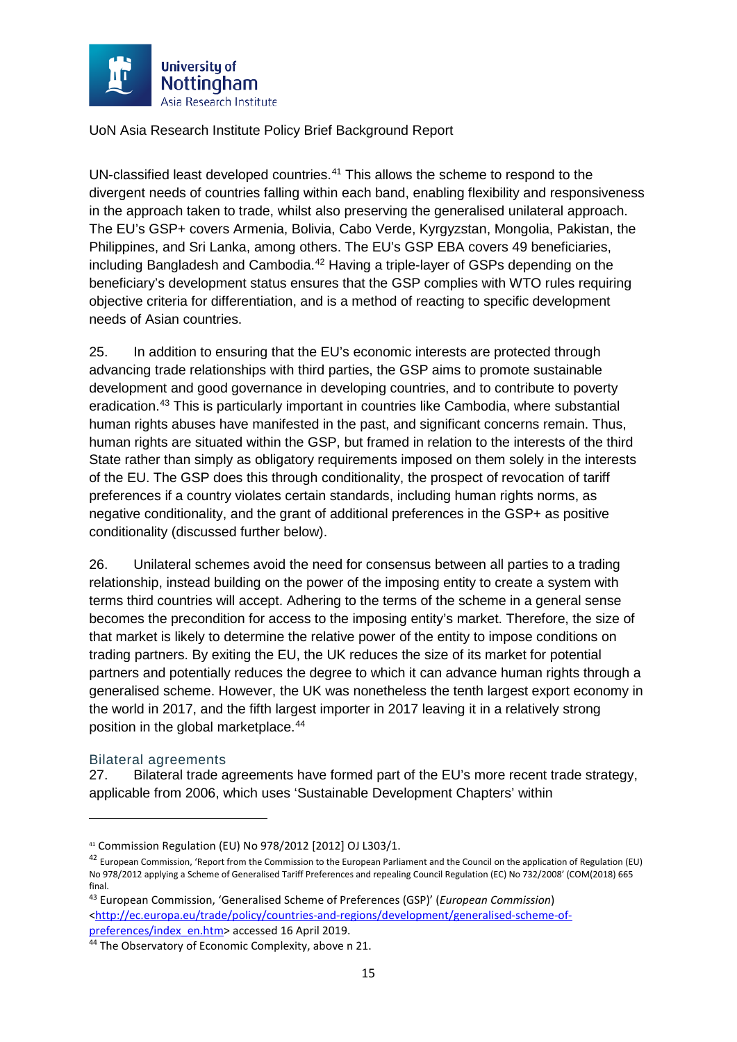UN-classified least developed countries.[41] This allows the scheme to respond to the divergent needs of countries falling within each band, enabling flexibility and responsiveness in the approach taken to trade, whilst also preserving the generalised unilateral approach. The EU's GSP+ covers Armenia, Bolivia, Cabo Verde, Kyrgyzstan, Mongolia, Pakistan, the Philippines, and Sri Lanka, among others. The EU's GSP EBA covers 49 beneficiaries, including Bangladesh and Cambodia.[42] Having a triple-layer of GSPs depending on the beneficiary's development status ensures that the GSP complies with WTO rules requiring objective criteria for differentiation, and is a method of reacting to specific development needs of Asian countries.

25. In addition to ensuring that the EU's economic interests are protected through advancing trade relationships with third parties, the GSP aims to promote sustainable development and good governance in developing countries, and to contribute to poverty eradication.[43] This is particularly important in countries like Cambodia, where substantial human rights abuses have manifested in the past, and significant concerns remain. Thus, human rights are situated within the GSP, but framed in relation to the interests of the third State rather than simply as obligatory requirements imposed on them solely in the interests of the EU. The GSP does this through conditionality, the prospect of revocation of tariff preferences if a country violates certain standards, including human rights norms, as negative conditionality, and the grant of additional preferences in the GSP+ as positive conditionality (discussed further below).

26. Unilateral schemes avoid the need for consensus between all parties to a trading relationship, instead building on the power of the imposing entity to create a system with terms third countries will accept. Adhering to the terms of the scheme in a general sense becomes the precondition for access to the imposing entity's market. Therefore, the size of that market is likely to determine the relative power of the entity to impose conditions on trading partners. By exiting the EU, the UK reduces the size of its market for potential partners and potentially reduces the degree to which it can advance human rights through a generalised scheme. However, the UK was nonetheless the tenth largest export economy in the world in 2017, and the fifth largest importer in 2017 leaving it in a relatively strong position in the global marketplace.[44]

### Bilateral agreements

27. Bilateral trade agreements have formed part of the EU's more recent trade strategy, applicable from 2006, which uses 'Sustainable Development Chapters' within

---

[41] Commission Regulation (EU) No 978/2012 [2012] OJ L303/1.

[42] European Commission, 'Report from the Commission to the European Parliament and the Council on the application of Regulation (EU) No 978/2012 applying a Scheme of Generalised Tariff Preferences and repealing Council Regulation (EC) No 732/2008' (COM(2018) 665 final.

[43] European Commission, 'Generalised Scheme of Preferences (GSP)' (*European Commission*) <http://ec.europa.eu/trade/policy/countries-and-regions/development/generalised-scheme-of-preferences/index_en.htm> accessed 16 April 2019.

[44] The Observatory of Economic Complexity, above n 21.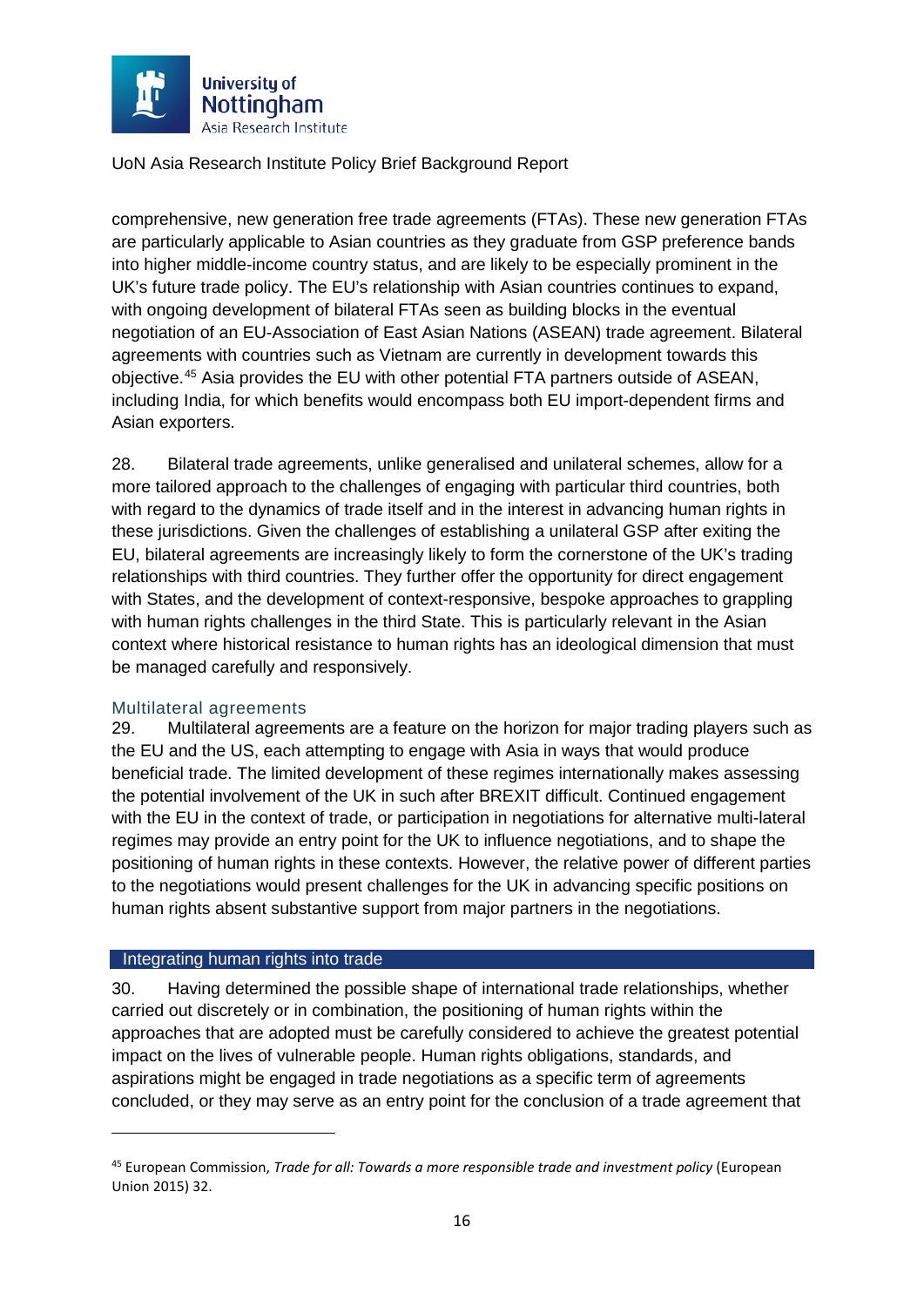comprehensive, new generation free trade agreements (FTAs). These new generation FTAs are particularly applicable to Asian countries as they graduate from GSP preference bands into higher middle-income country status, and are likely to be especially prominent in the UK's future trade policy. The EU's relationship with Asian countries continues to expand, with ongoing development of bilateral FTAs seen as building blocks in the eventual negotiation of an EU-Association of East Asian Nations (ASEAN) trade agreement. Bilateral agreements with countries such as Vietnam are currently in development towards this objective.[45] Asia provides the EU with other potential FTA partners outside of ASEAN, including India, for which benefits would encompass both EU import-dependent firms and Asian exporters.

28. Bilateral trade agreements, unlike generalised and unilateral schemes, allow for a more tailored approach to the challenges of engaging with particular third countries, both with regard to the dynamics of trade itself and in the interest in advancing human rights in these jurisdictions. Given the challenges of establishing a unilateral GSP after exiting the EU, bilateral agreements are increasingly likely to form the cornerstone of the UK's trading relationships with third countries. They further offer the opportunity for direct engagement with States, and the development of context-responsive, bespoke approaches to grappling with human rights challenges in the third State. This is particularly relevant in the Asian context where historical resistance to human rights has an ideological dimension that must be managed carefully and responsively.

### Multilateral agreements

29. Multilateral agreements are a feature on the horizon for major trading players such as the EU and the US, each attempting to engage with Asia in ways that would produce beneficial trade. The limited development of these regimes internationally makes assessing the potential involvement of the UK in such after BREXIT difficult. Continued engagement with the EU in the context of trade, or participation in negotiations for alternative multi-lateral regimes may provide an entry point for the UK to influence negotiations, and to shape the positioning of human rights in these contexts. However, the relative power of different parties to the negotiations would present challenges for the UK in advancing specific positions on human rights absent substantive support from major partners in the negotiations.

## Integrating human rights into trade

30. Having determined the possible shape of international trade relationships, whether carried out discretely or in combination, the positioning of human rights within the approaches that are adopted must be carefully considered to achieve the greatest potential impact on the lives of vulnerable people. Human rights obligations, standards, and aspirations might be engaged in trade negotiations as a specific term of agreements concluded, or they may serve as an entry point for the conclusion of a trade agreement that

[45] European Commission, *Trade for all: Towards a more responsible trade and investment policy* (European Union 2015) 32.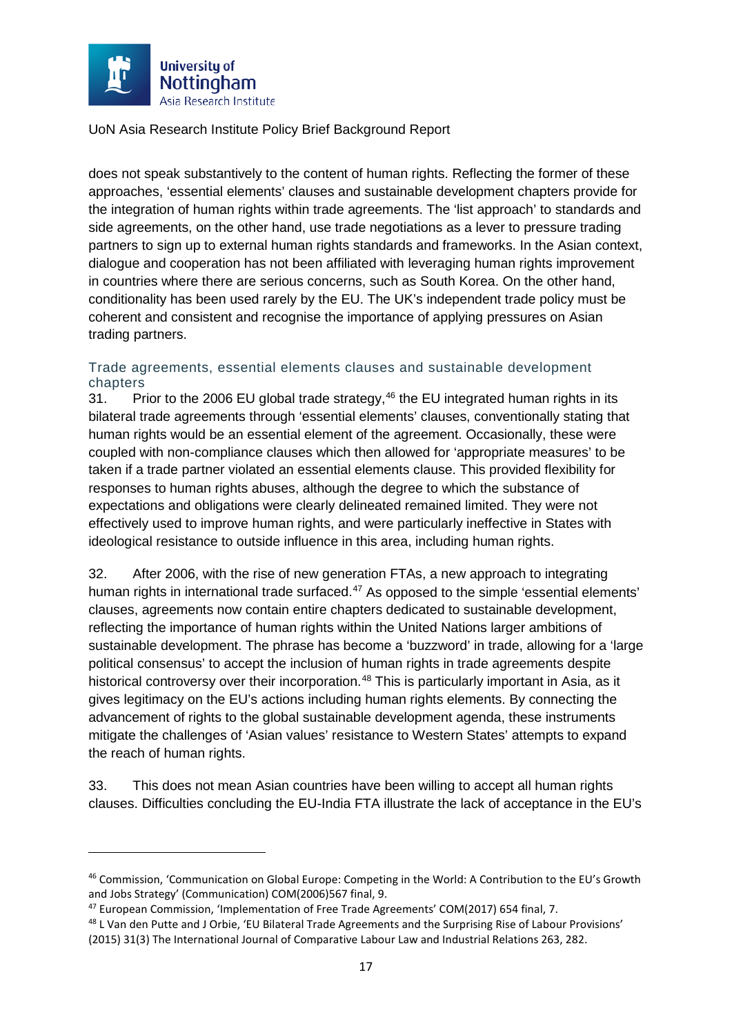does not speak substantively to the content of human rights. Reflecting the former of these approaches, 'essential elements' clauses and sustainable development chapters provide for the integration of human rights within trade agreements. The 'list approach' to standards and side agreements, on the other hand, use trade negotiations as a lever to pressure trading partners to sign up to external human rights standards and frameworks. In the Asian context, dialogue and cooperation has not been affiliated with leveraging human rights improvement in countries where there are serious concerns, such as South Korea. On the other hand, conditionality has been used rarely by the EU. The UK's independent trade policy must be coherent and consistent and recognise the importance of applying pressures on Asian trading partners.

### Trade agreements, essential elements clauses and sustainable development chapters

31. Prior to the 2006 EU global trade strategy,[46] the EU integrated human rights in its bilateral trade agreements through 'essential elements' clauses, conventionally stating that human rights would be an essential element of the agreement. Occasionally, these were coupled with non-compliance clauses which then allowed for 'appropriate measures' to be taken if a trade partner violated an essential elements clause. This provided flexibility for responses to human rights abuses, although the degree to which the substance of expectations and obligations were clearly delineated remained limited. They were not effectively used to improve human rights, and were particularly ineffective in States with ideological resistance to outside influence in this area, including human rights.

32. After 2006, with the rise of new generation FTAs, a new approach to integrating human rights in international trade surfaced.[47] As opposed to the simple 'essential elements' clauses, agreements now contain entire chapters dedicated to sustainable development, reflecting the importance of human rights within the United Nations larger ambitions of sustainable development. The phrase has become a 'buzzword' in trade, allowing for a 'large political consensus' to accept the inclusion of human rights in trade agreements despite historical controversy over their incorporation.[48] This is particularly important in Asia, as it gives legitimacy on the EU's actions including human rights elements. By connecting the advancement of rights to the global sustainable development agenda, these instruments mitigate the challenges of 'Asian values' resistance to Western States' attempts to expand the reach of human rights.

33. This does not mean Asian countries have been willing to accept all human rights clauses. Difficulties concluding the EU-India FTA illustrate the lack of acceptance in the EU's

---

[46] Commission, 'Communication on Global Europe: Competing in the World: A Contribution to the EU's Growth and Jobs Strategy' (Communication) COM(2006)567 final, 9.

[47] European Commission, 'Implementation of Free Trade Agreements' COM(2017) 654 final, 7.

[48] L Van den Putte and J Orbie, 'EU Bilateral Trade Agreements and the Surprising Rise of Labour Provisions' (2015) 31(3) The International Journal of Comparative Labour Law and Industrial Relations 263, 282.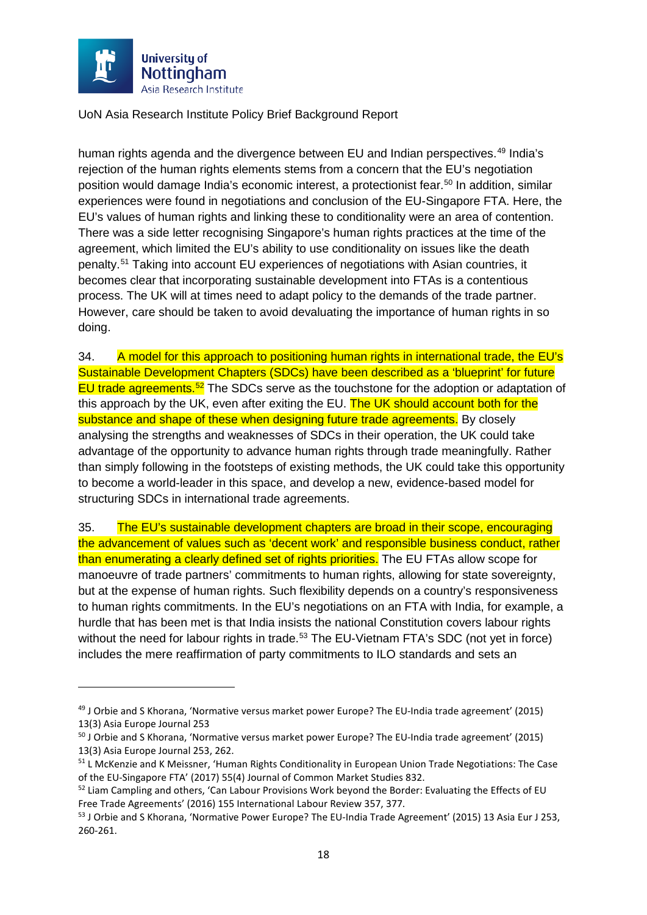human rights agenda and the divergence between EU and Indian perspectives.[49] India's rejection of the human rights elements stems from a concern that the EU's negotiation position would damage India's economic interest, a protectionist fear.[50] In addition, similar experiences were found in negotiations and conclusion of the EU-Singapore FTA. Here, the EU's values of human rights and linking these to conditionality were an area of contention. There was a side letter recognising Singapore's human rights practices at the time of the agreement, which limited the EU's ability to use conditionality on issues like the death penalty.[51] Taking into account EU experiences of negotiations with Asian countries, it becomes clear that incorporating sustainable development into FTAs is a contentious process. The UK will at times need to adapt policy to the demands of the trade partner. However, care should be taken to avoid devaluating the importance of human rights in so doing.

34. A model for this approach to positioning human rights in international trade, the EU's Sustainable Development Chapters (SDCs) have been described as a 'blueprint' for future EU trade agreements.[52] The SDCs serve as the touchstone for the adoption or adaptation of this approach by the UK, even after exiting the EU. The UK should account both for the substance and shape of these when designing future trade agreements. By closely analysing the strengths and weaknesses of SDCs in their operation, the UK could take advantage of the opportunity to advance human rights through trade meaningfully. Rather than simply following in the footsteps of existing methods, the UK could take this opportunity to become a world-leader in this space, and develop a new, evidence-based model for structuring SDCs in international trade agreements.

35. The EU's sustainable development chapters are broad in their scope, encouraging the advancement of values such as 'decent work' and responsible business conduct, rather than enumerating a clearly defined set of rights priorities. The EU FTAs allow scope for manoeuvre of trade partners' commitments to human rights, allowing for state sovereignty, but at the expense of human rights. Such flexibility depends on a country's responsiveness to human rights commitments. In the EU's negotiations on an FTA with India, for example, a hurdle that has been met is that India insists the national Constitution covers labour rights without the need for labour rights in trade.[53] The EU-Vietnam FTA's SDC (not yet in force) includes the mere reaffirmation of party commitments to ILO standards and sets an

---

[49] J Orbie and S Khorana, 'Normative versus market power Europe? The EU-India trade agreement' (2015) 13(3) Asia Europe Journal 253

[50] J Orbie and S Khorana, 'Normative versus market power Europe? The EU-India trade agreement' (2015) 13(3) Asia Europe Journal 253, 262.

[51] L McKenzie and K Meissner, 'Human Rights Conditionality in European Union Trade Negotiations: The Case of the EU-Singapore FTA' (2017) 55(4) Journal of Common Market Studies 832.

[52] Liam Campling and others, 'Can Labour Provisions Work beyond the Border: Evaluating the Effects of EU Free Trade Agreements' (2016) 155 International Labour Review 357, 377.

[53] J Orbie and S Khorana, 'Normative Power Europe? The EU-India Trade Agreement' (2015) 13 Asia Eur J 253, 260-261.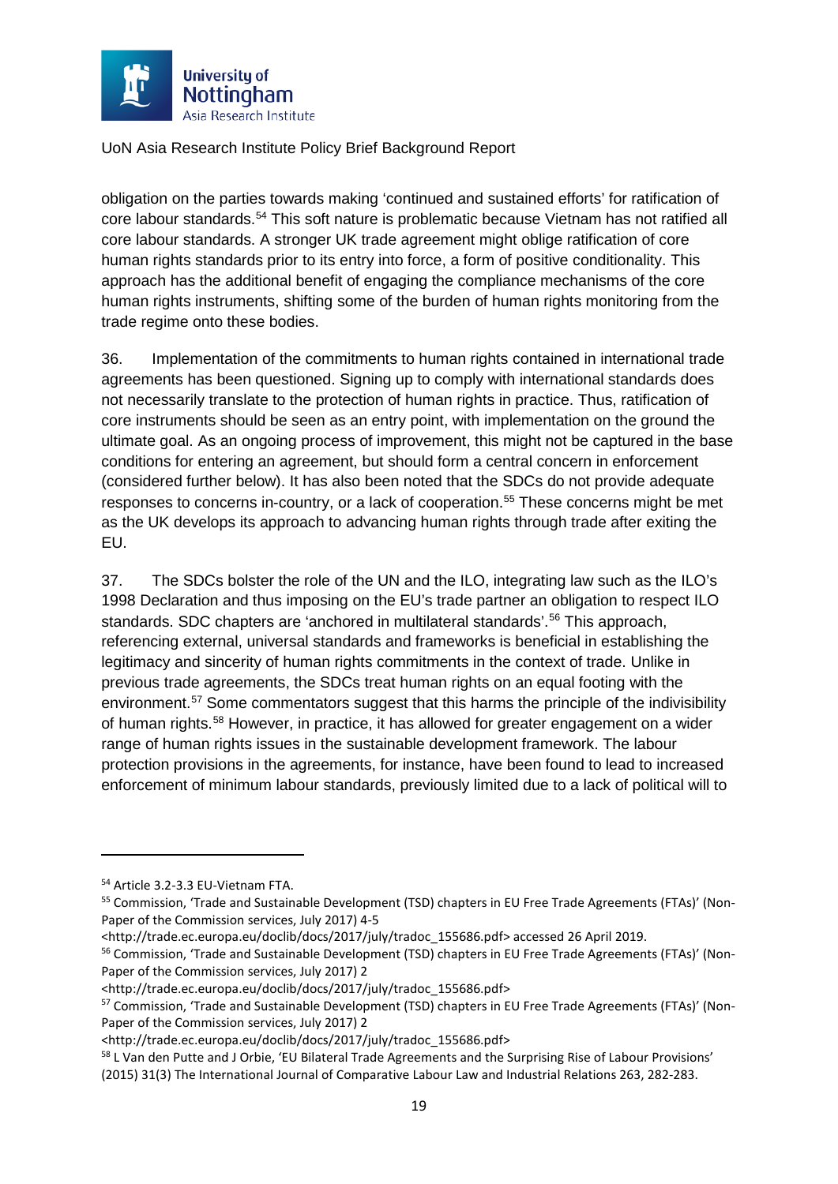obligation on the parties towards making 'continued and sustained efforts' for ratification of core labour standards.[54] This soft nature is problematic because Vietnam has not ratified all core labour standards. A stronger UK trade agreement might oblige ratification of core human rights standards prior to its entry into force, a form of positive conditionality. This approach has the additional benefit of engaging the compliance mechanisms of the core human rights instruments, shifting some of the burden of human rights monitoring from the trade regime onto these bodies.

36. Implementation of the commitments to human rights contained in international trade agreements has been questioned. Signing up to comply with international standards does not necessarily translate to the protection of human rights in practice. Thus, ratification of core instruments should be seen as an entry point, with implementation on the ground the ultimate goal. As an ongoing process of improvement, this might not be captured in the base conditions for entering an agreement, but should form a central concern in enforcement (considered further below). It has also been noted that the SDCs do not provide adequate responses to concerns in-country, or a lack of cooperation.[55] These concerns might be met as the UK develops its approach to advancing human rights through trade after exiting the EU.

37. The SDCs bolster the role of the UN and the ILO, integrating law such as the ILO's 1998 Declaration and thus imposing on the EU's trade partner an obligation to respect ILO standards. SDC chapters are 'anchored in multilateral standards'.[56] This approach, referencing external, universal standards and frameworks is beneficial in establishing the legitimacy and sincerity of human rights commitments in the context of trade. Unlike in previous trade agreements, the SDCs treat human rights on an equal footing with the environment.[57] Some commentators suggest that this harms the principle of the indivisibility of human rights.[58] However, in practice, it has allowed for greater engagement on a wider range of human rights issues in the sustainable development framework. The labour protection provisions in the agreements, for instance, have been found to lead to increased enforcement of minimum labour standards, previously limited due to a lack of political will to

---

[54] Article 3.2-3.3 EU-Vietnam FTA.

[55] Commission, 'Trade and Sustainable Development (TSD) chapters in EU Free Trade Agreements (FTAs)' (Non-Paper of the Commission services, July 2017) 4-5 <http://trade.ec.europa.eu/doclib/docs/2017/july/tradoc_155686.pdf> accessed 26 April 2019.

[56] Commission, 'Trade and Sustainable Development (TSD) chapters in EU Free Trade Agreements (FTAs)' (Non-Paper of the Commission services, July 2017) 2 <http://trade.ec.europa.eu/doclib/docs/2017/july/tradoc_155686.pdf>

[57] Commission, 'Trade and Sustainable Development (TSD) chapters in EU Free Trade Agreements (FTAs)' (Non-Paper of the Commission services, July 2017) 2 <http://trade.ec.europa.eu/doclib/docs/2017/july/tradoc_155686.pdf>

[58] L Van den Putte and J Orbie, 'EU Bilateral Trade Agreements and the Surprising Rise of Labour Provisions' (2015) 31(3) The International Journal of Comparative Labour Law and Industrial Relations 263, 282-283.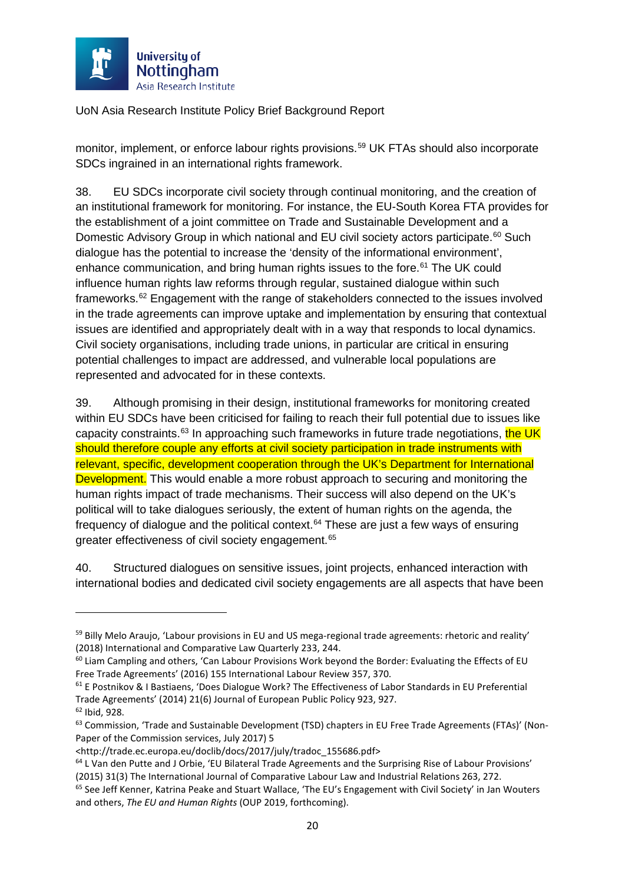monitor, implement, or enforce labour rights provisions.[59] UK FTAs should also incorporate SDCs ingrained in an international rights framework.

38. EU SDCs incorporate civil society through continual monitoring, and the creation of an institutional framework for monitoring. For instance, the EU-South Korea FTA provides for the establishment of a joint committee on Trade and Sustainable Development and a Domestic Advisory Group in which national and EU civil society actors participate.[60] Such dialogue has the potential to increase the 'density of the informational environment', enhance communication, and bring human rights issues to the fore.[61] The UK could influence human rights law reforms through regular, sustained dialogue within such frameworks.[62] Engagement with the range of stakeholders connected to the issues involved in the trade agreements can improve uptake and implementation by ensuring that contextual issues are identified and appropriately dealt with in a way that responds to local dynamics. Civil society organisations, including trade unions, in particular are critical in ensuring potential challenges to impact are addressed, and vulnerable local populations are represented and advocated for in these contexts.

39. Although promising in their design, institutional frameworks for monitoring created within EU SDCs have been criticised for failing to reach their full potential due to issues like capacity constraints.[63] In approaching such frameworks in future trade negotiations, the UK should therefore couple any efforts at civil society participation in trade instruments with relevant, specific, development cooperation through the UK's Department for International Development. This would enable a more robust approach to securing and monitoring the human rights impact of trade mechanisms. Their success will also depend on the UK's political will to take dialogues seriously, the extent of human rights on the agenda, the frequency of dialogue and the political context.[64] These are just a few ways of ensuring greater effectiveness of civil society engagement.[65]

40. Structured dialogues on sensitive issues, joint projects, enhanced interaction with international bodies and dedicated civil society engagements are all aspects that have been

---

[59] Billy Melo Araujo, 'Labour provisions in EU and US mega-regional trade agreements: rhetoric and reality' (2018) International and Comparative Law Quarterly 233, 244.

[60] Liam Campling and others, 'Can Labour Provisions Work beyond the Border: Evaluating the Effects of EU Free Trade Agreements' (2016) 155 International Labour Review 357, 370.

[61] E Postnikov & I Bastiaens, 'Does Dialogue Work? The Effectiveness of Labor Standards in EU Preferential Trade Agreements' (2014) 21(6) Journal of European Public Policy 923, 927.

[62] Ibid, 928.

[63] Commission, 'Trade and Sustainable Development (TSD) chapters in EU Free Trade Agreements (FTAs)' (Non-Paper of the Commission services, July 2017) 5 <http://trade.ec.europa.eu/doclib/docs/2017/july/tradoc_155686.pdf>

[64] L Van den Putte and J Orbie, 'EU Bilateral Trade Agreements and the Surprising Rise of Labour Provisions' (2015) 31(3) The International Journal of Comparative Labour Law and Industrial Relations 263, 272.

[65] See Jeff Kenner, Katrina Peake and Stuart Wallace, 'The EU's Engagement with Civil Society' in Jan Wouters and others, *The EU and Human Rights* (OUP 2019, forthcoming).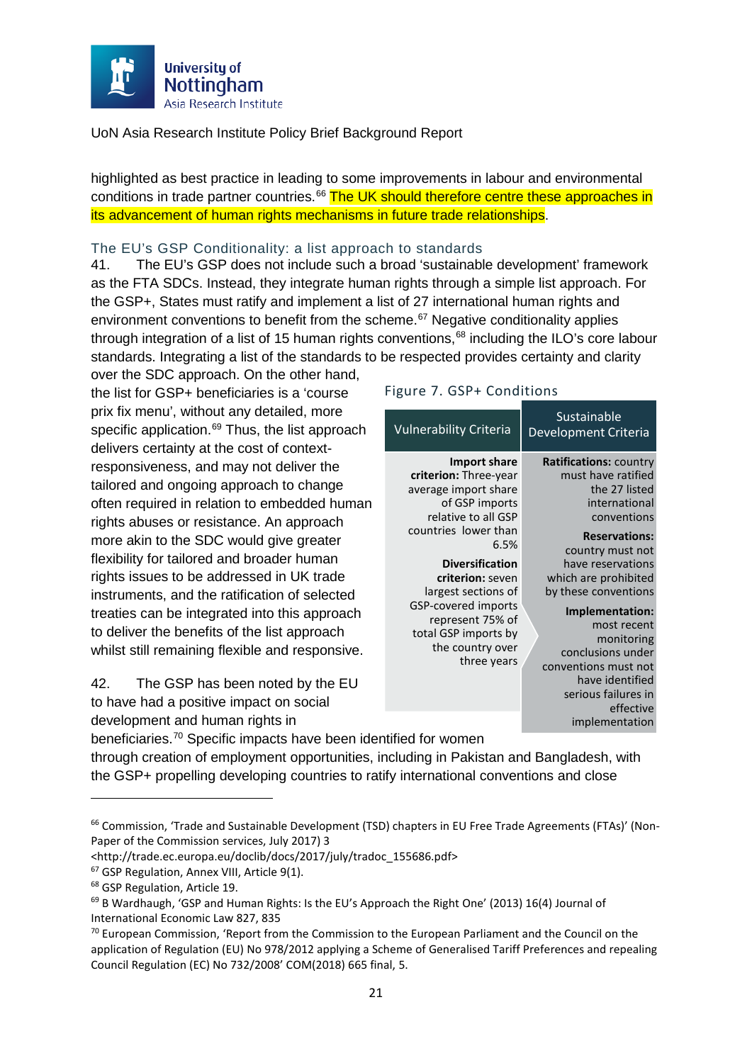highlighted as best practice in leading to some improvements in labour and environmental conditions in trade partner countries.[66] The UK should therefore centre these approaches in its advancement of human rights mechanisms in future trade relationships.

### The EU's GSP Conditionality: a list approach to standards

41. The EU's GSP does not include such a broad 'sustainable development' framework as the FTA SDCs. Instead, they integrate human rights through a simple list approach. For the GSP+, States must ratify and implement a list of 27 international human rights and environment conventions to benefit from the scheme.[67] Negative conditionality applies through integration of a list of 15 human rights conventions,[68] including the ILO's core labour standards. Integrating a list of the standards to be respected provides certainty and clarity over the SDC approach. On the other hand, the list for GSP+ beneficiaries is a 'course prix fix menu', without any detailed, more specific application.[69] Thus, the list approach delivers certainty at the cost of context-responsiveness, and may not deliver the tailored and ongoing approach to change often required in relation to embedded human rights abuses or resistance. An approach more akin to the SDC would give greater flexibility for tailored and broader human rights issues to be addressed in UK trade instruments, and the ratification of selected treaties can be integrated into this approach to deliver the benefits of the list approach whilst still remaining flexible and responsive.

Figure 7. GSP+ Conditions

| Vulnerability Criteria | Sustainable Development Criteria |
|---|---|
| **Import share criterion:** Three-year average import share of GSP imports relative to all GSP countries lower than 6.5%<br><br>**Diversification criterion:** seven largest sections of GSP-covered imports represent 75% of total GSP imports by the country over three years | **Ratifications:** country must have ratified the 27 listed international conventions<br><br>**Reservations:** country must not have reservations which are prohibited by these conventions<br><br>**Implementation:** most recent monitoring conclusions under conventions must not have identified serious failures in effective implementation |

42. The GSP has been noted by the EU to have had a positive impact on social development and human rights in beneficiaries.[70] Specific impacts have been identified for women through creation of employment opportunities, including in Pakistan and Bangladesh, with the GSP+ propelling developing countries to ratify international conventions and close

---

[66] Commission, 'Trade and Sustainable Development (TSD) chapters in EU Free Trade Agreements (FTAs)' (Non-Paper of the Commission services, July 2017) 3 <http://trade.ec.europa.eu/doclib/docs/2017/july/tradoc_155686.pdf>

[67] GSP Regulation, Annex VIII, Article 9(1).

[68] GSP Regulation, Article 19.

[69] B Wardhaugh, 'GSP and Human Rights: Is the EU's Approach the Right One' (2013) 16(4) Journal of International Economic Law 827, 835

[70] European Commission, 'Report from the Commission to the European Parliament and the Council on the application of Regulation (EU) No 978/2012 applying a Scheme of Generalised Tariff Preferences and repealing Council Regulation (EC) No 732/2008' COM(2018) 665 final, 5.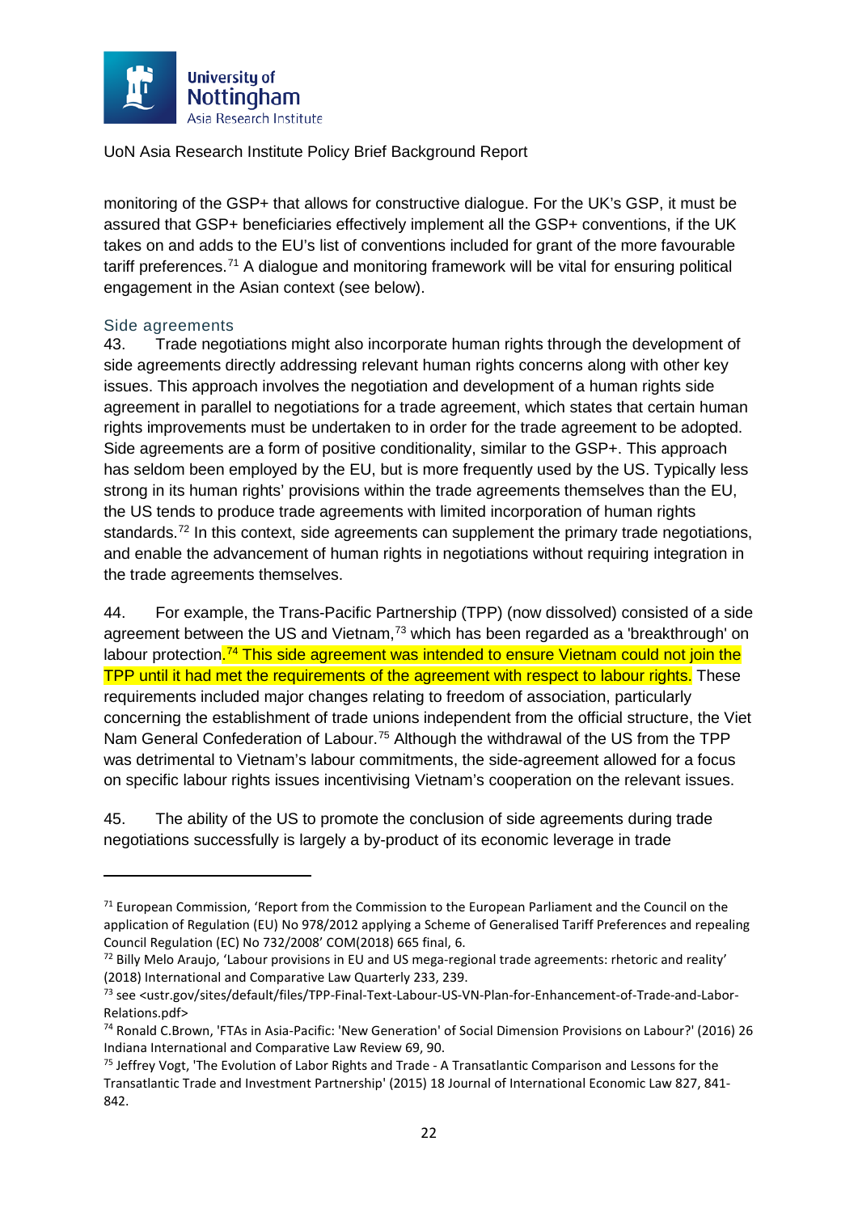monitoring of the GSP+ that allows for constructive dialogue. For the UK's GSP, it must be assured that GSP+ beneficiaries effectively implement all the GSP+ conventions, if the UK takes on and adds to the EU's list of conventions included for grant of the more favourable tariff preferences.[71] A dialogue and monitoring framework will be vital for ensuring political engagement in the Asian context (see below).

### Side agreements

43. Trade negotiations might also incorporate human rights through the development of side agreements directly addressing relevant human rights concerns along with other key issues. This approach involves the negotiation and development of a human rights side agreement in parallel to negotiations for a trade agreement, which states that certain human rights improvements must be undertaken to in order for the trade agreement to be adopted. Side agreements are a form of positive conditionality, similar to the GSP+. This approach has seldom been employed by the EU, but is more frequently used by the US. Typically less strong in its human rights' provisions within the trade agreements themselves than the EU, the US tends to produce trade agreements with limited incorporation of human rights standards.[72] In this context, side agreements can supplement the primary trade negotiations, and enable the advancement of human rights in negotiations without requiring integration in the trade agreements themselves.

44. For example, the Trans-Pacific Partnership (TPP) (now dissolved) consisted of a side agreement between the US and Vietnam,[73] which has been regarded as a 'breakthrough' on labour protection.[74] This side agreement was intended to ensure Vietnam could not join the TPP until it had met the requirements of the agreement with respect to labour rights. These requirements included major changes relating to freedom of association, particularly concerning the establishment of trade unions independent from the official structure, the Viet Nam General Confederation of Labour.[75] Although the withdrawal of the US from the TPP was detrimental to Vietnam's labour commitments, the side-agreement allowed for a focus on specific labour rights issues incentivising Vietnam's cooperation on the relevant issues.

45. The ability of the US to promote the conclusion of side agreements during trade negotiations successfully is largely a by-product of its economic leverage in trade

---

[71] European Commission, 'Report from the Commission to the European Parliament and the Council on the application of Regulation (EU) No 978/2012 applying a Scheme of Generalised Tariff Preferences and repealing Council Regulation (EC) No 732/2008' COM(2018) 665 final, 6.

[72] Billy Melo Araujo, 'Labour provisions in EU and US mega-regional trade agreements: rhetoric and reality' (2018) International and Comparative Law Quarterly 233, 239.

[73] see <ustr.gov/sites/default/files/TPP-Final-Text-Labour-US-VN-Plan-for-Enhancement-of-Trade-and-Labor-Relations.pdf>

[74] Ronald C.Brown, 'FTAs in Asia-Pacific: 'New Generation' of Social Dimension Provisions on Labour?' (2016) 26 Indiana International and Comparative Law Review 69, 90.

[75] Jeffrey Vogt, 'The Evolution of Labor Rights and Trade - A Transatlantic Comparison and Lessons for the Transatlantic Trade and Investment Partnership' (2015) 18 Journal of International Economic Law 827, 841-842.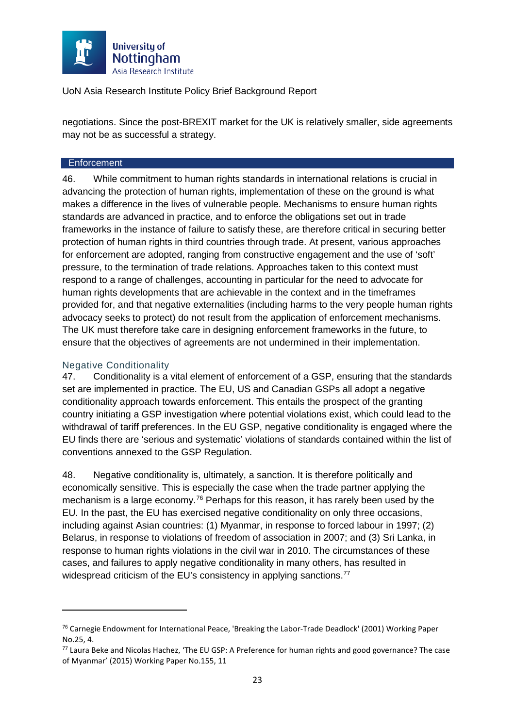negotiations. Since the post-BREXIT market for the UK is relatively smaller, side agreements may not be as successful a strategy.

## Enforcement

46. While commitment to human rights standards in international relations is crucial in advancing the protection of human rights, implementation of these on the ground is what makes a difference in the lives of vulnerable people. Mechanisms to ensure human rights standards are advanced in practice, and to enforce the obligations set out in trade frameworks in the instance of failure to satisfy these, are therefore critical in securing better protection of human rights in third countries through trade. At present, various approaches for enforcement are adopted, ranging from constructive engagement and the use of 'soft' pressure, to the termination of trade relations. Approaches taken to this context must respond to a range of challenges, accounting in particular for the need to advocate for human rights developments that are achievable in the context and in the timeframes provided for, and that negative externalities (including harms to the very people human rights advocacy seeks to protect) do not result from the application of enforcement mechanisms. The UK must therefore take care in designing enforcement frameworks in the future, to ensure that the objectives of agreements are not undermined in their implementation.

### Negative Conditionality

47. Conditionality is a vital element of enforcement of a GSP, ensuring that the standards set are implemented in practice. The EU, US and Canadian GSPs all adopt a negative conditionality approach towards enforcement. This entails the prospect of the granting country initiating a GSP investigation where potential violations exist, which could lead to the withdrawal of tariff preferences. In the EU GSP, negative conditionality is engaged where the EU finds there are 'serious and systematic' violations of standards contained within the list of conventions annexed to the GSP Regulation.

48. Negative conditionality is, ultimately, a sanction. It is therefore politically and economically sensitive. This is especially the case when the trade partner applying the mechanism is a large economy.[76] Perhaps for this reason, it has rarely been used by the EU. In the past, the EU has exercised negative conditionality on only three occasions, including against Asian countries: (1) Myanmar, in response to forced labour in 1997; (2) Belarus, in response to violations of freedom of association in 2007; and (3) Sri Lanka, in response to human rights violations in the civil war in 2010. The circumstances of these cases, and failures to apply negative conditionality in many others, has resulted in widespread criticism of the EU's consistency in applying sanctions.[77]

---

[76] Carnegie Endowment for International Peace, 'Breaking the Labor-Trade Deadlock' (2001) Working Paper No.25, 4.

[77] Laura Beke and Nicolas Hachez, 'The EU GSP: A Preference for human rights and good governance? The case of Myanmar' (2015) Working Paper No.155, 11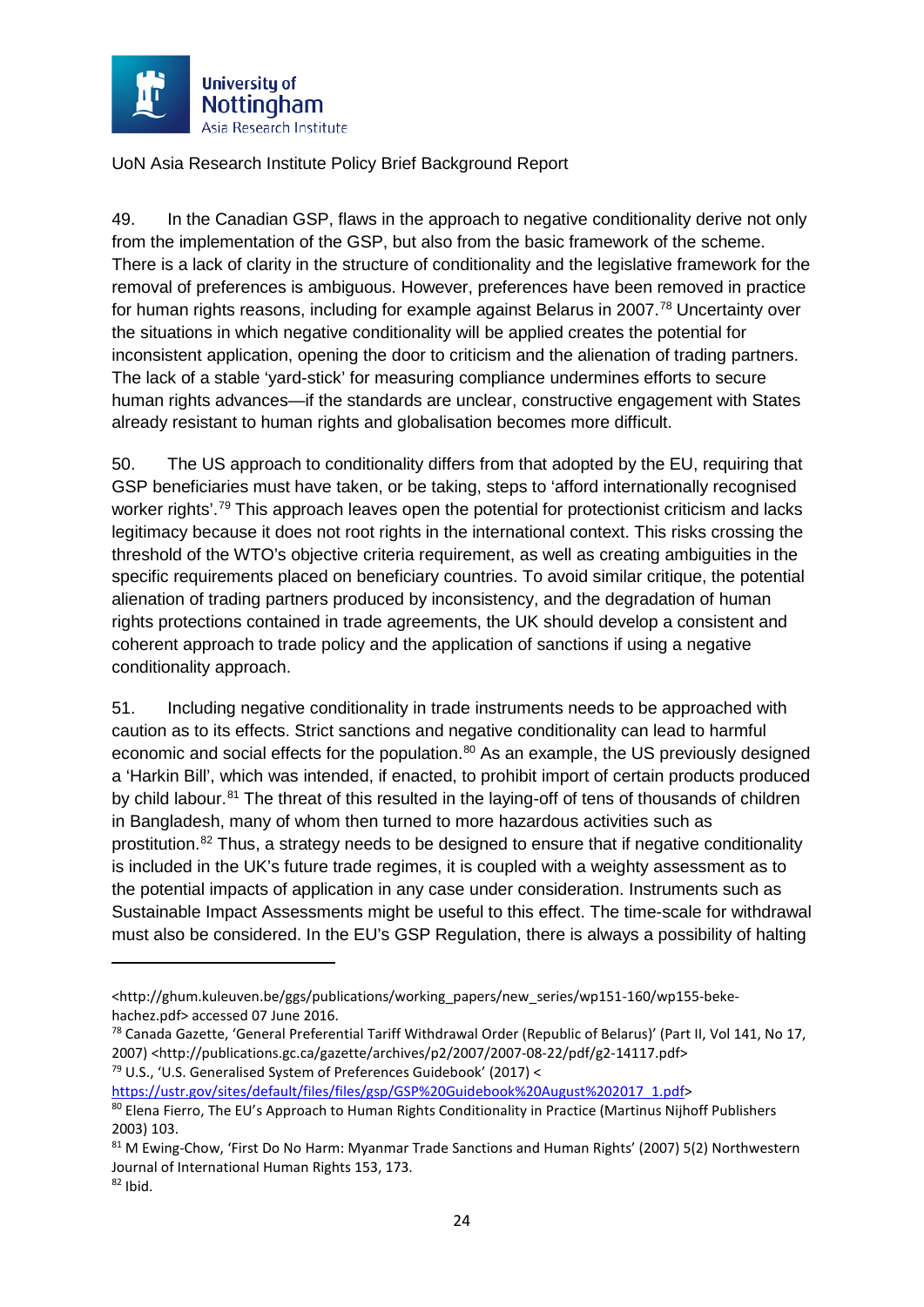49. In the Canadian GSP, flaws in the approach to negative conditionality derive not only from the implementation of the GSP, but also from the basic framework of the scheme. There is a lack of clarity in the structure of conditionality and the legislative framework for the removal of preferences is ambiguous. However, preferences have been removed in practice for human rights reasons, including for example against Belarus in 2007.[78] Uncertainty over the situations in which negative conditionality will be applied creates the potential for inconsistent application, opening the door to criticism and the alienation of trading partners. The lack of a stable 'yard-stick' for measuring compliance undermines efforts to secure human rights advances—if the standards are unclear, constructive engagement with States already resistant to human rights and globalisation becomes more difficult.

50. The US approach to conditionality differs from that adopted by the EU, requiring that GSP beneficiaries must have taken, or be taking, steps to 'afford internationally recognised worker rights'.[79] This approach leaves open the potential for protectionist criticism and lacks legitimacy because it does not root rights in the international context. This risks crossing the threshold of the WTO's objective criteria requirement, as well as creating ambiguities in the specific requirements placed on beneficiary countries. To avoid similar critique, the potential alienation of trading partners produced by inconsistency, and the degradation of human rights protections contained in trade agreements, the UK should develop a consistent and coherent approach to trade policy and the application of sanctions if using a negative conditionality approach.

51. Including negative conditionality in trade instruments needs to be approached with caution as to its effects. Strict sanctions and negative conditionality can lead to harmful economic and social effects for the population.[80] As an example, the US previously designed a 'Harkin Bill', which was intended, if enacted, to prohibit import of certain products produced by child labour.[81] The threat of this resulted in the laying-off of tens of thousands of children in Bangladesh, many of whom then turned to more hazardous activities such as prostitution.[82] Thus, a strategy needs to be designed to ensure that if negative conditionality is included in the UK's future trade regimes, it is coupled with a weighty assessment as to the potential impacts of application in any case under consideration. Instruments such as Sustainable Impact Assessments might be useful to this effect. The time-scale for withdrawal must also be considered. In the EU's GSP Regulation, there is always a possibility of halting

---

<http://ghum.kuleuven.be/ggs/publications/working_papers/new_series/wp151-160/wp155-beke-hachez.pdf> accessed 07 June 2016.

[78] Canada Gazette, 'General Preferential Tariff Withdrawal Order (Republic of Belarus)' (Part II, Vol 141, No 17, 2007) <http://publications.gc.ca/gazette/archives/p2/2007/2007-08-22/pdf/g2-14117.pdf>

[79] U.S., 'U.S. Generalised System of Preferences Guidebook' (2017) <https://ustr.gov/sites/default/files/files/gsp/GSP%20Guidebook%20August%202017_1.pdf>

[80] Elena Fierro, The EU's Approach to Human Rights Conditionality in Practice (Martinus Nijhoff Publishers 2003) 103.

[81] M Ewing-Chow, 'First Do No Harm: Myanmar Trade Sanctions and Human Rights' (2007) 5(2) Northwestern Journal of International Human Rights 153, 173.

[82] Ibid.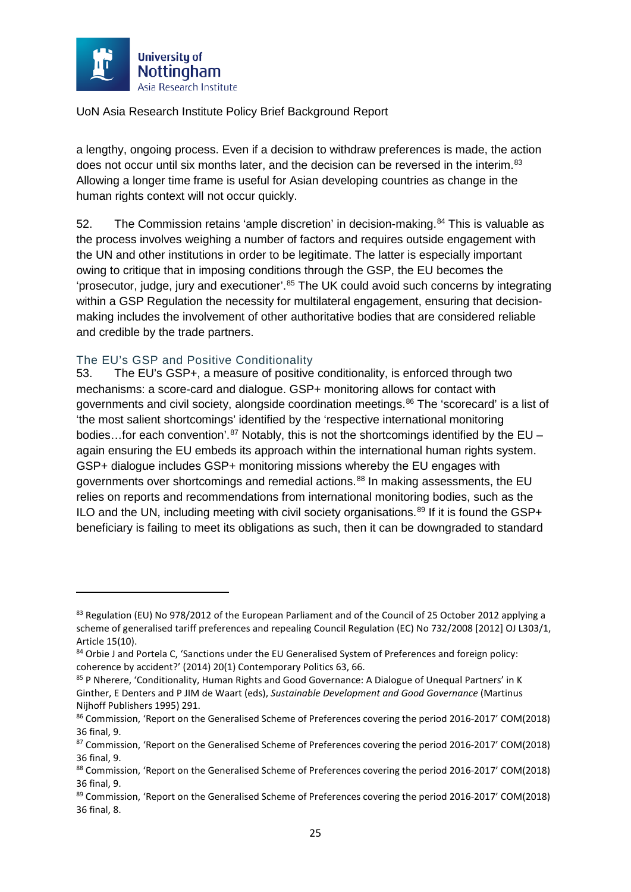a lengthy, ongoing process. Even if a decision to withdraw preferences is made, the action does not occur until six months later, and the decision can be reversed in the interim.[83] Allowing a longer time frame is useful for Asian developing countries as change in the human rights context will not occur quickly.

52. The Commission retains 'ample discretion' in decision-making.[84] This is valuable as the process involves weighing a number of factors and requires outside engagement with the UN and other institutions in order to be legitimate. The latter is especially important owing to critique that in imposing conditions through the GSP, the EU becomes the 'prosecutor, judge, jury and executioner'.[85] The UK could avoid such concerns by integrating within a GSP Regulation the necessity for multilateral engagement, ensuring that decision-making includes the involvement of other authoritative bodies that are considered reliable and credible by the trade partners.

### The EU's GSP and Positive Conditionality

53. The EU's GSP+, a measure of positive conditionality, is enforced through two mechanisms: a score-card and dialogue. GSP+ monitoring allows for contact with governments and civil society, alongside coordination meetings.[86] The 'scorecard' is a list of 'the most salient shortcomings' identified by the 'respective international monitoring bodies…for each convention'.[87] Notably, this is not the shortcomings identified by the EU – again ensuring the EU embeds its approach within the international human rights system. GSP+ dialogue includes GSP+ monitoring missions whereby the EU engages with governments over shortcomings and remedial actions.[88] In making assessments, the EU relies on reports and recommendations from international monitoring bodies, such as the ILO and the UN, including meeting with civil society organisations.[89] If it is found the GSP+ beneficiary is failing to meet its obligations as such, then it can be downgraded to standard

---

[83] Regulation (EU) No 978/2012 of the European Parliament and of the Council of 25 October 2012 applying a scheme of generalised tariff preferences and repealing Council Regulation (EC) No 732/2008 [2012] OJ L303/1, Article 15(10).

[84] Orbie J and Portela C, 'Sanctions under the EU Generalised System of Preferences and foreign policy: coherence by accident?' (2014) 20(1) Contemporary Politics 63, 66.

[85] P Nherere, 'Conditionality, Human Rights and Good Governance: A Dialogue of Unequal Partners' in K Ginther, E Denters and P JIM de Waart (eds), *Sustainable Development and Good Governance* (Martinus Nijhoff Publishers 1995) 291.

[86] Commission, 'Report on the Generalised Scheme of Preferences covering the period 2016-2017' COM(2018) 36 final, 9.

[87] Commission, 'Report on the Generalised Scheme of Preferences covering the period 2016-2017' COM(2018) 36 final, 9.

[88] Commission, 'Report on the Generalised Scheme of Preferences covering the period 2016-2017' COM(2018) 36 final, 9.

[89] Commission, 'Report on the Generalised Scheme of Preferences covering the period 2016-2017' COM(2018) 36 final, 8.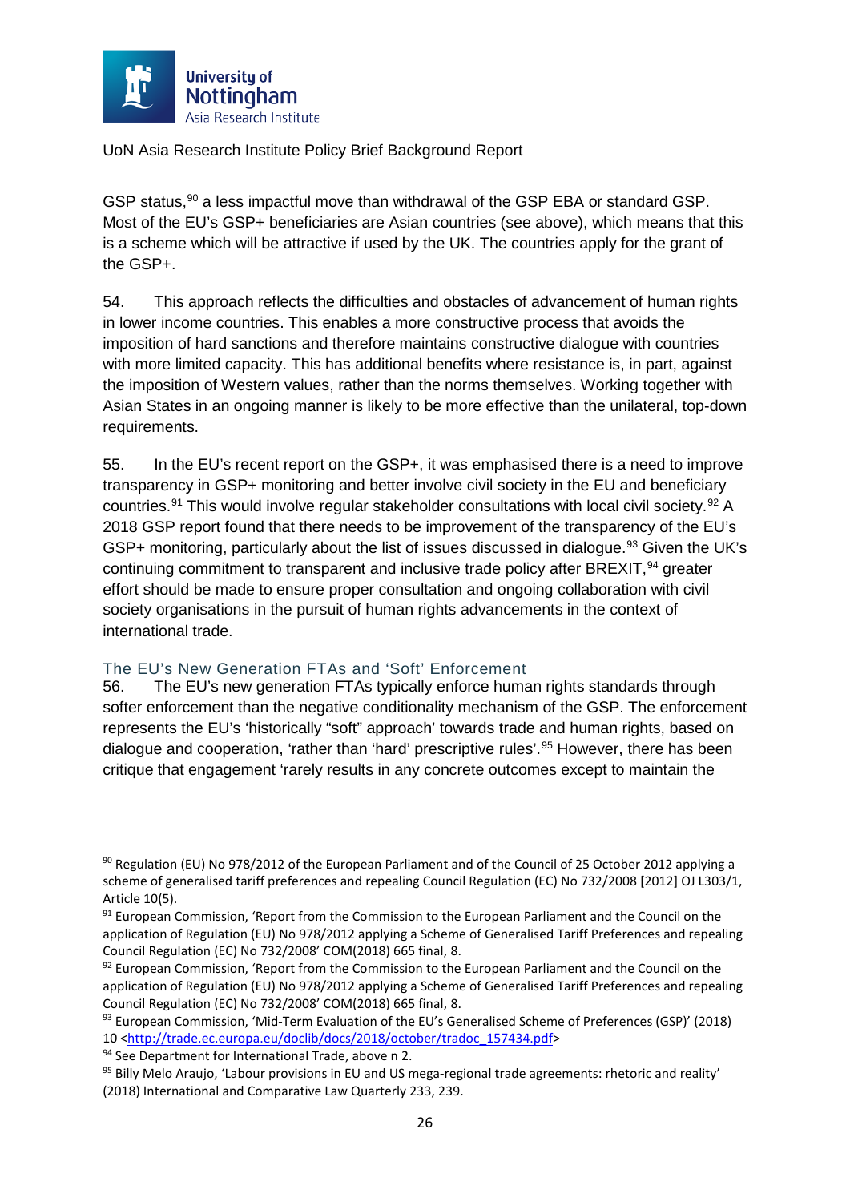GSP status,[90] a less impactful move than withdrawal of the GSP EBA or standard GSP. Most of the EU's GSP+ beneficiaries are Asian countries (see above), which means that this is a scheme which will be attractive if used by the UK. The countries apply for the grant of the GSP+.

54. This approach reflects the difficulties and obstacles of advancement of human rights in lower income countries. This enables a more constructive process that avoids the imposition of hard sanctions and therefore maintains constructive dialogue with countries with more limited capacity. This has additional benefits where resistance is, in part, against the imposition of Western values, rather than the norms themselves. Working together with Asian States in an ongoing manner is likely to be more effective than the unilateral, top-down requirements.

55. In the EU's recent report on the GSP+, it was emphasised there is a need to improve transparency in GSP+ monitoring and better involve civil society in the EU and beneficiary countries.[91] This would involve regular stakeholder consultations with local civil society.[92] A 2018 GSP report found that there needs to be improvement of the transparency of the EU's GSP+ monitoring, particularly about the list of issues discussed in dialogue.[93] Given the UK's continuing commitment to transparent and inclusive trade policy after BREXIT,[94] greater effort should be made to ensure proper consultation and ongoing collaboration with civil society organisations in the pursuit of human rights advancements in the context of international trade.

### The EU's New Generation FTAs and 'Soft' Enforcement

56. The EU's new generation FTAs typically enforce human rights standards through softer enforcement than the negative conditionality mechanism of the GSP. The enforcement represents the EU's 'historically "soft" approach' towards trade and human rights, based on dialogue and cooperation, 'rather than 'hard' prescriptive rules'.[95] However, there has been critique that engagement 'rarely results in any concrete outcomes except to maintain the

---

[90] Regulation (EU) No 978/2012 of the European Parliament and of the Council of 25 October 2012 applying a scheme of generalised tariff preferences and repealing Council Regulation (EC) No 732/2008 [2012] OJ L303/1, Article 10(5).

[91] European Commission, 'Report from the Commission to the European Parliament and the Council on the application of Regulation (EU) No 978/2012 applying a Scheme of Generalised Tariff Preferences and repealing Council Regulation (EC) No 732/2008' COM(2018) 665 final, 8.

[92] European Commission, 'Report from the Commission to the European Parliament and the Council on the application of Regulation (EU) No 978/2012 applying a Scheme of Generalised Tariff Preferences and repealing Council Regulation (EC) No 732/2008' COM(2018) 665 final, 8.

[93] European Commission, 'Mid-Term Evaluation of the EU's Generalised Scheme of Preferences (GSP)' (2018) 10 <http://trade.ec.europa.eu/doclib/docs/2018/october/tradoc_157434.pdf>

[94] See Department for International Trade, above n 2.

[95] Billy Melo Araujo, 'Labour provisions in EU and US mega-regional trade agreements: rhetoric and reality' (2018) International and Comparative Law Quarterly 233, 239.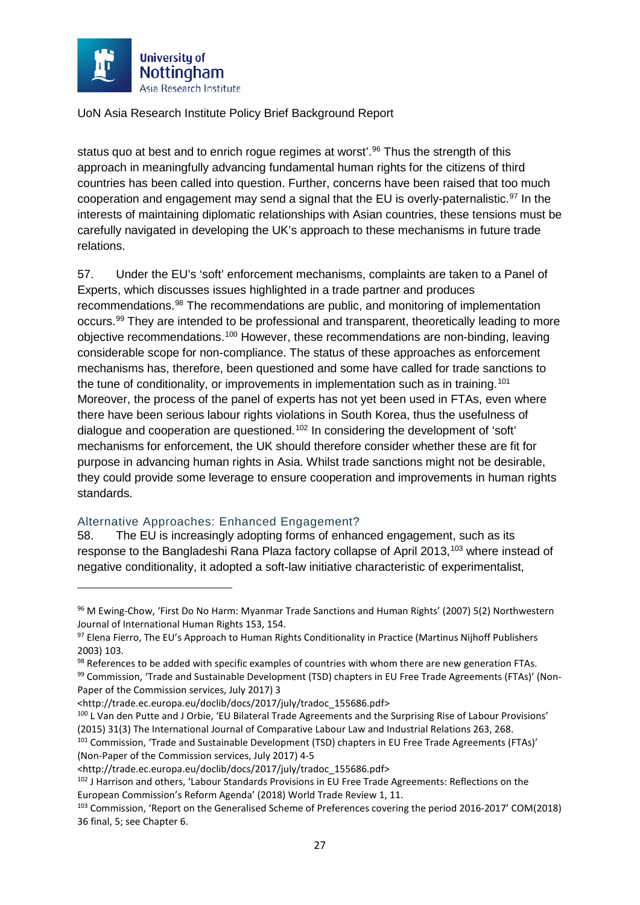status quo at best and to enrich rogue regimes at worst'.[96] Thus the strength of this approach in meaningfully advancing fundamental human rights for the citizens of third countries has been called into question. Further, concerns have been raised that too much cooperation and engagement may send a signal that the EU is overly-paternalistic.[97] In the interests of maintaining diplomatic relationships with Asian countries, these tensions must be carefully navigated in developing the UK's approach to these mechanisms in future trade relations.

57. Under the EU's 'soft' enforcement mechanisms, complaints are taken to a Panel of Experts, which discusses issues highlighted in a trade partner and produces recommendations.[98] The recommendations are public, and monitoring of implementation occurs.[99] They are intended to be professional and transparent, theoretically leading to more objective recommendations.[100] However, these recommendations are non-binding, leaving considerable scope for non-compliance. The status of these approaches as enforcement mechanisms has, therefore, been questioned and some have called for trade sanctions to the tune of conditionality, or improvements in implementation such as in training.[101] Moreover, the process of the panel of experts has not yet been used in FTAs, even where there have been serious labour rights violations in South Korea, thus the usefulness of dialogue and cooperation are questioned.[102] In considering the development of 'soft' mechanisms for enforcement, the UK should therefore consider whether these are fit for purpose in advancing human rights in Asia. Whilst trade sanctions might not be desirable, they could provide some leverage to ensure cooperation and improvements in human rights standards.

### Alternative Approaches: Enhanced Engagement?

58. The EU is increasingly adopting forms of enhanced engagement, such as its response to the Bangladeshi Rana Plaza factory collapse of April 2013,[103] where instead of negative conditionality, it adopted a soft-law initiative characteristic of experimentalist,

---

[96] M Ewing-Chow, 'First Do No Harm: Myanmar Trade Sanctions and Human Rights' (2007) 5(2) Northwestern Journal of International Human Rights 153, 154.

[97] Elena Fierro, The EU's Approach to Human Rights Conditionality in Practice (Martinus Nijhoff Publishers 2003) 103.

[98] References to be added with specific examples of countries with whom there are new generation FTAs.

[99] Commission, 'Trade and Sustainable Development (TSD) chapters in EU Free Trade Agreements (FTAs)' (Non-Paper of the Commission services, July 2017) 3 <http://trade.ec.europa.eu/doclib/docs/2017/july/tradoc_155686.pdf>

[100] L Van den Putte and J Orbie, 'EU Bilateral Trade Agreements and the Surprising Rise of Labour Provisions' (2015) 31(3) The International Journal of Comparative Labour Law and Industrial Relations 263, 268.

[101] Commission, 'Trade and Sustainable Development (TSD) chapters in EU Free Trade Agreements (FTAs)' (Non-Paper of the Commission services, July 2017) 4-5 <http://trade.ec.europa.eu/doclib/docs/2017/july/tradoc_155686.pdf>

[102] J Harrison and others, 'Labour Standards Provisions in EU Free Trade Agreements: Reflections on the European Commission's Reform Agenda' (2018) World Trade Review 1, 11.

[103] Commission, 'Report on the Generalised Scheme of Preferences covering the period 2016-2017' COM(2018) 36 final, 5; see Chapter 6.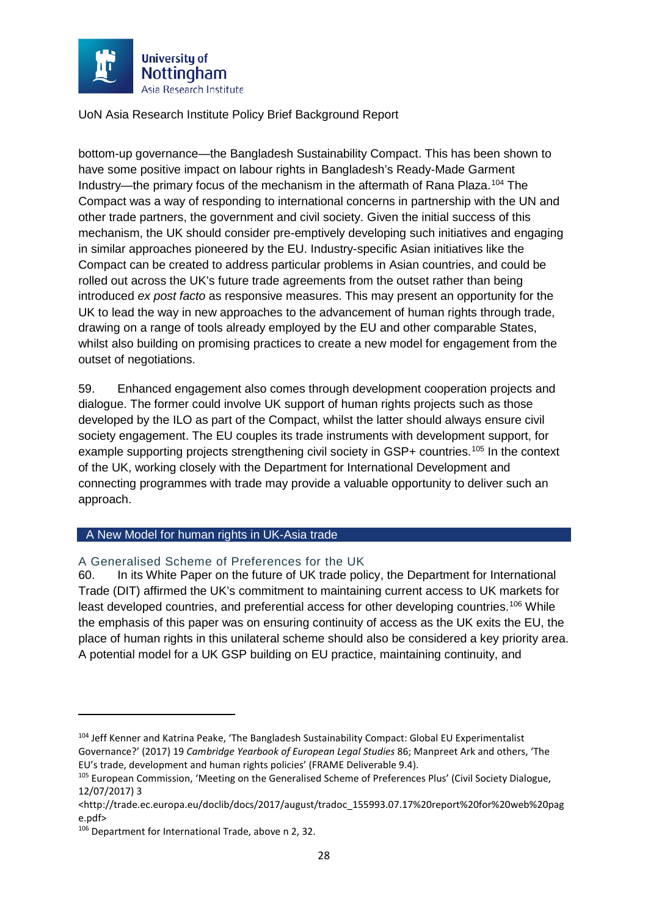bottom-up governance—the Bangladesh Sustainability Compact. This has been shown to have some positive impact on labour rights in Bangladesh's Ready-Made Garment Industry—the primary focus of the mechanism in the aftermath of Rana Plaza.[104] The Compact was a way of responding to international concerns in partnership with the UN and other trade partners, the government and civil society. Given the initial success of this mechanism, the UK should consider pre-emptively developing such initiatives and engaging in similar approaches pioneered by the EU. Industry-specific Asian initiatives like the Compact can be created to address particular problems in Asian countries, and could be rolled out across the UK's future trade agreements from the outset rather than being introduced *ex post facto* as responsive measures. This may present an opportunity for the UK to lead the way in new approaches to the advancement of human rights through trade, drawing on a range of tools already employed by the EU and other comparable States, whilst also building on promising practices to create a new model for engagement from the outset of negotiations.

59. Enhanced engagement also comes through development cooperation projects and dialogue. The former could involve UK support of human rights projects such as those developed by the ILO as part of the Compact, whilst the latter should always ensure civil society engagement. The EU couples its trade instruments with development support, for example supporting projects strengthening civil society in GSP+ countries.[105] In the context of the UK, working closely with the Department for International Development and connecting programmes with trade may provide a valuable opportunity to deliver such an approach.

## A New Model for human rights in UK-Asia trade

### A Generalised Scheme of Preferences for the UK

60. In its White Paper on the future of UK trade policy, the Department for International Trade (DIT) affirmed the UK's commitment to maintaining current access to UK markets for least developed countries, and preferential access for other developing countries.[106] While the emphasis of this paper was on ensuring continuity of access as the UK exits the EU, the place of human rights in this unilateral scheme should also be considered a key priority area. A potential model for a UK GSP building on EU practice, maintaining continuity, and

---

[104] Jeff Kenner and Katrina Peake, 'The Bangladesh Sustainability Compact: Global EU Experimentalist Governance?' (2017) 19 *Cambridge Yearbook of European Legal Studies* 86; Manpreet Ark and others, 'The EU's trade, development and human rights policies' (FRAME Deliverable 9.4).

[105] European Commission, 'Meeting on the Generalised Scheme of Preferences Plus' (Civil Society Dialogue, 12/07/2017) 3 <http://trade.ec.europa.eu/doclib/docs/2017/august/tradoc_155993.07.17%20report%20for%20web%20page.pdf>

[106] Department for International Trade, above n 2, 32.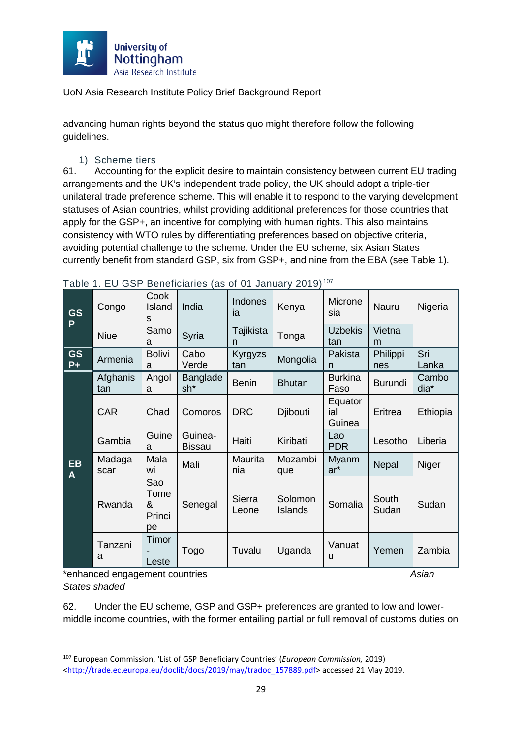advancing human rights beyond the status quo might therefore follow the following guidelines.

### 1) Scheme tiers

61. Accounting for the explicit desire to maintain consistency between current EU trading arrangements and the UK's independent trade policy, the UK should adopt a triple-tier unilateral trade preference scheme. This will enable it to respond to the varying development statuses of Asian countries, whilst providing additional preferences for those countries that apply for the GSP+, an incentive for complying with human rights. This also maintains consistency with WTO rules by differentiating preferences based on objective criteria, avoiding potential challenge to the scheme. Under the EU scheme, six Asian States currently benefit from standard GSP, six from GSP+, and nine from the EBA (see Table 1).

Table 1. EU GSP Beneficiaries (as of 01 January 2019)[107]

| | | | | | | | | |
|---|---|---|---|---|---|---|---|---|
| GSP | Congo | Cook Islands | India | Indonesia | Kenya | Micronesia | Nauru | Nigeria |
| | Niue | Samoa | Syria | Tajikistan | Tonga | Uzbekistan | Vietnam | |
| GSP+ | Armenia | Bolivia | Cabo Verde | Kyrgyzstan | Mongolia | Pakistan | Philippines | Sri Lanka |
| EBA | Afghanistan | Angola | Bangladesh* | Benin | Bhutan | Burkina Faso | Burundi | Cambodia* |
| | CAR | Chad | Comoros | DRC | Djibouti | Equatorial Guinea | Eritrea | Ethiopia |
| | Gambia | Guinea | Guinea-Bissau | Haiti | Kiribati | Lao PDR | Lesotho | Liberia |
| | Madagascar | Malawi | Mali | Mauritania | Mozambique | Myanmar* | Nepal | Niger |
| | Rwanda | Sao Tome & Principe | Senegal | Sierra Leone | Solomon Islands | Somalia | South Sudan | Sudan |
| | Tanzania | Timor-Leste | Togo | Tuvalu | Uganda | Vanuatu | Yemen | Zambia |

*enhanced engagement countries *Asian States shaded*

62. Under the EU scheme, GSP and GSP+ preferences are granted to low and lower-middle income countries, with the former entailing partial or full removal of customs duties on

[107] European Commission, 'List of GSP Beneficiary Countries' (*European Commission,* 2019) <http://trade.ec.europa.eu/doclib/docs/2019/may/tradoc_157889.pdf> accessed 21 May 2019.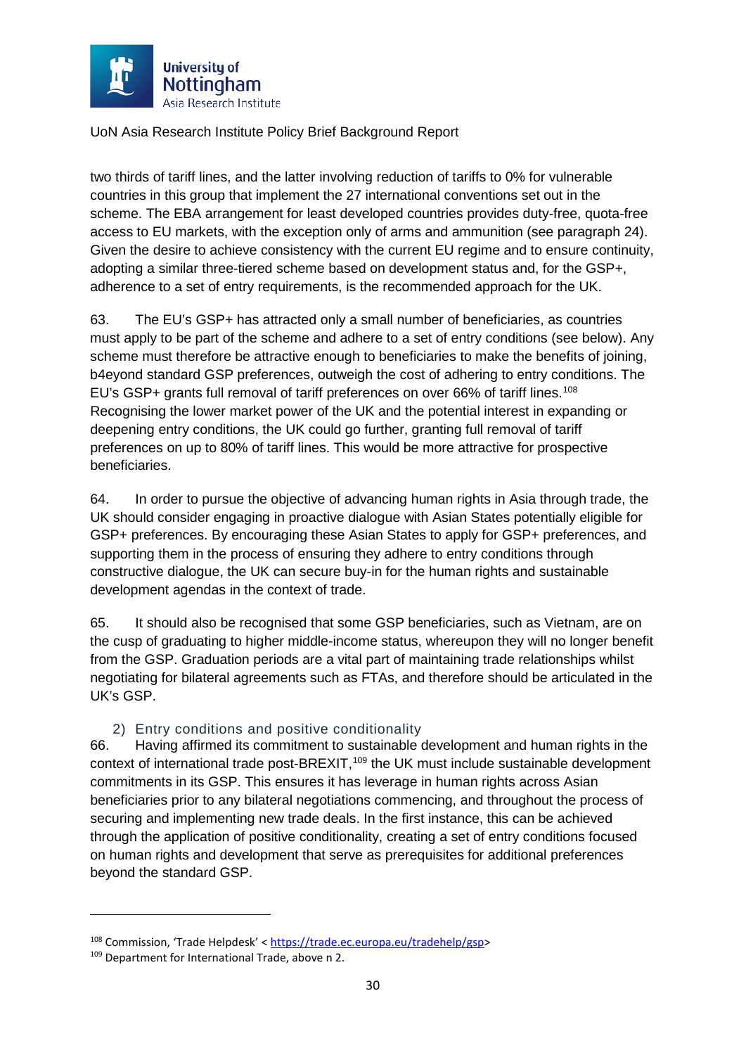two thirds of tariff lines, and the latter involving reduction of tariffs to 0% for vulnerable countries in this group that implement the 27 international conventions set out in the scheme. The EBA arrangement for least developed countries provides duty-free, quota-free access to EU markets, with the exception only of arms and ammunition (see paragraph 24). Given the desire to achieve consistency with the current EU regime and to ensure continuity, adopting a similar three-tiered scheme based on development status and, for the GSP+, adherence to a set of entry requirements, is the recommended approach for the UK.

63. The EU's GSP+ has attracted only a small number of beneficiaries, as countries must apply to be part of the scheme and adhere to a set of entry conditions (see below). Any scheme must therefore be attractive enough to beneficiaries to make the benefits of joining, b4eyond standard GSP preferences, outweigh the cost of adhering to entry conditions. The EU's GSP+ grants full removal of tariff preferences on over 66% of tariff lines.[108] Recognising the lower market power of the UK and the potential interest in expanding or deepening entry conditions, the UK could go further, granting full removal of tariff preferences on up to 80% of tariff lines. This would be more attractive for prospective beneficiaries.

64. In order to pursue the objective of advancing human rights in Asia through trade, the UK should consider engaging in proactive dialogue with Asian States potentially eligible for GSP+ preferences. By encouraging these Asian States to apply for GSP+ preferences, and supporting them in the process of ensuring they adhere to entry conditions through constructive dialogue, the UK can secure buy-in for the human rights and sustainable development agendas in the context of trade.

65. It should also be recognised that some GSP beneficiaries, such as Vietnam, are on the cusp of graduating to higher middle-income status, whereupon they will no longer benefit from the GSP. Graduation periods are a vital part of maintaining trade relationships whilst negotiating for bilateral agreements such as FTAs, and therefore should be articulated in the UK's GSP.

## 2) Entry conditions and positive conditionality

66. Having affirmed its commitment to sustainable development and human rights in the context of international trade post-BREXIT,[109] the UK must include sustainable development commitments in its GSP. This ensures it has leverage in human rights across Asian beneficiaries prior to any bilateral negotiations commencing, and throughout the process of securing and implementing new trade deals. In the first instance, this can be achieved through the application of positive conditionality, creating a set of entry conditions focused on human rights and development that serve as prerequisites for additional preferences beyond the standard GSP.

---

[108] Commission, 'Trade Helpdesk' < https://trade.ec.europa.eu/tradehelp/gsp>

[109] Department for International Trade, above n 2.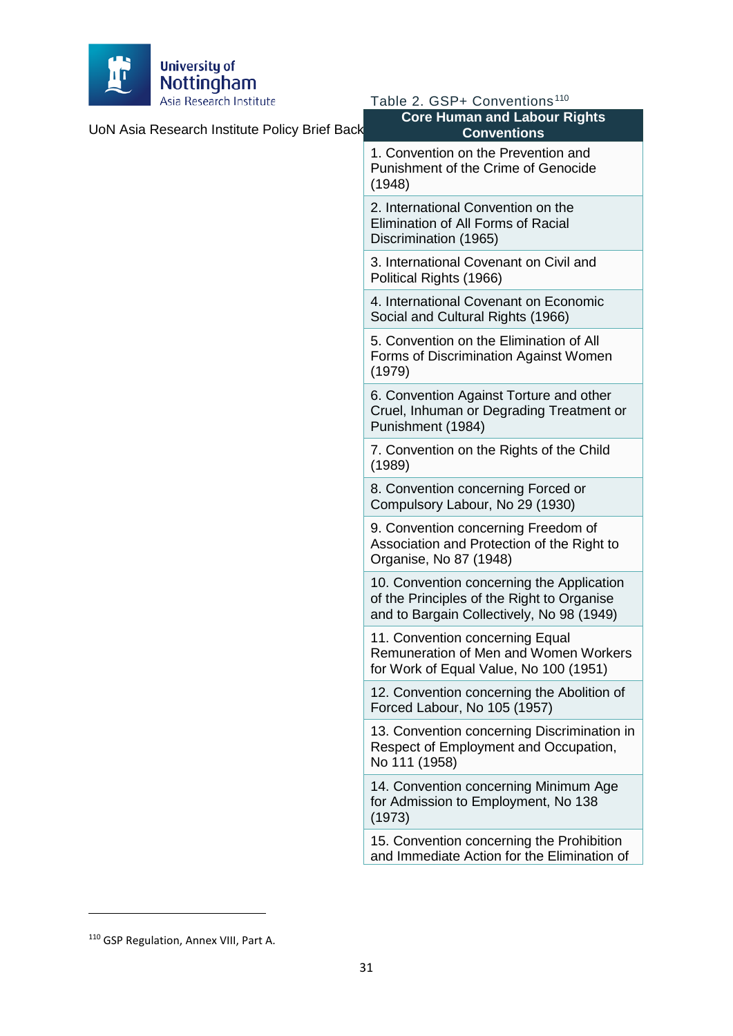Table 2. GSP+ Conventions[110]

| Core Human and Labour Rights Conventions |
|---|
| 1. Convention on the Prevention and Punishment of the Crime of Genocide (1948) |
| 2. International Convention on the Elimination of All Forms of Racial Discrimination (1965) |
| 3. International Covenant on Civil and Political Rights (1966) |
| 4. International Covenant on Economic Social and Cultural Rights (1966) |
| 5. Convention on the Elimination of All Forms of Discrimination Against Women (1979) |
| 6. Convention Against Torture and other Cruel, Inhuman or Degrading Treatment or Punishment (1984) |
| 7. Convention on the Rights of the Child (1989) |
| 8. Convention concerning Forced or Compulsory Labour, No 29 (1930) |
| 9. Convention concerning Freedom of Association and Protection of the Right to Organise, No 87 (1948) |
| 10. Convention concerning the Application of the Principles of the Right to Organise and to Bargain Collectively, No 98 (1949) |
| 11. Convention concerning Equal Remuneration of Men and Women Workers for Work of Equal Value, No 100 (1951) |
| 12. Convention concerning the Abolition of Forced Labour, No 105 (1957) |
| 13. Convention concerning Discrimination in Respect of Employment and Occupation, No 111 (1958) |
| 14. Convention concerning Minimum Age for Admission to Employment, No 138 (1973) |
| 15. Convention concerning the Prohibition and Immediate Action for the Elimination of |

[110] GSP Regulation, Annex VIII, Part A.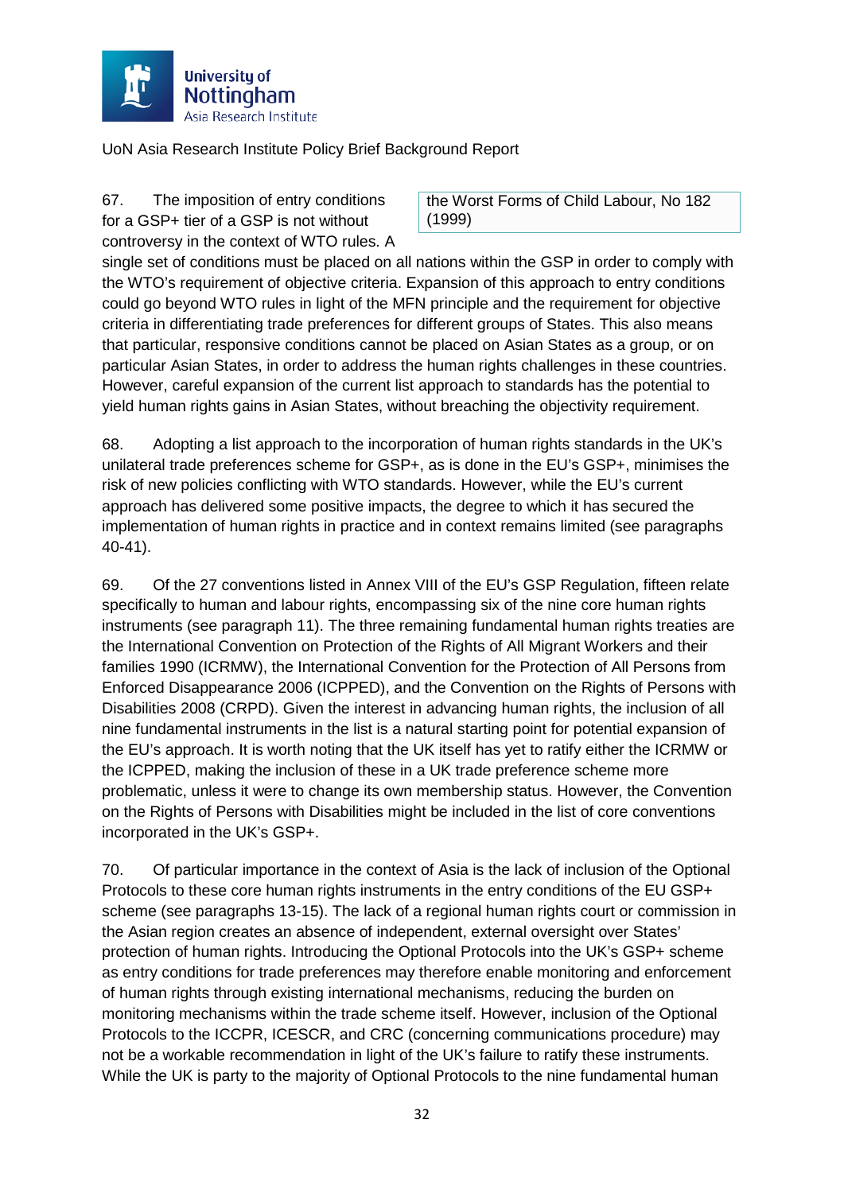the Worst Forms of Child Labour, No 182 (1999)

67. The imposition of entry conditions for a GSP+ tier of a GSP is not without controversy in the context of WTO rules. A single set of conditions must be placed on all nations within the GSP in order to comply with the WTO's requirement of objective criteria. Expansion of this approach to entry conditions could go beyond WTO rules in light of the MFN principle and the requirement for objective criteria in differentiating trade preferences for different groups of States. This also means that particular, responsive conditions cannot be placed on Asian States as a group, or on particular Asian States, in order to address the human rights challenges in these countries. However, careful expansion of the current list approach to standards has the potential to yield human rights gains in Asian States, without breaching the objectivity requirement.

68. Adopting a list approach to the incorporation of human rights standards in the UK's unilateral trade preferences scheme for GSP+, as is done in the EU's GSP+, minimises the risk of new policies conflicting with WTO standards. However, while the EU's current approach has delivered some positive impacts, the degree to which it has secured the implementation of human rights in practice and in context remains limited (see paragraphs 40-41).

69. Of the 27 conventions listed in Annex VIII of the EU's GSP Regulation, fifteen relate specifically to human and labour rights, encompassing six of the nine core human rights instruments (see paragraph 11). The three remaining fundamental human rights treaties are the International Convention on Protection of the Rights of All Migrant Workers and their families 1990 (ICRMW), the International Convention for the Protection of All Persons from Enforced Disappearance 2006 (ICPPED), and the Convention on the Rights of Persons with Disabilities 2008 (CRPD). Given the interest in advancing human rights, the inclusion of all nine fundamental instruments in the list is a natural starting point for potential expansion of the EU's approach. It is worth noting that the UK itself has yet to ratify either the ICRMW or the ICPPED, making the inclusion of these in a UK trade preference scheme more problematic, unless it were to change its own membership status. However, the Convention on the Rights of Persons with Disabilities might be included in the list of core conventions incorporated in the UK's GSP+.

70. Of particular importance in the context of Asia is the lack of inclusion of the Optional Protocols to these core human rights instruments in the entry conditions of the EU GSP+ scheme (see paragraphs 13-15). The lack of a regional human rights court or commission in the Asian region creates an absence of independent, external oversight over States' protection of human rights. Introducing the Optional Protocols into the UK's GSP+ scheme as entry conditions for trade preferences may therefore enable monitoring and enforcement of human rights through existing international mechanisms, reducing the burden on monitoring mechanisms within the trade scheme itself. However, inclusion of the Optional Protocols to the ICCPR, ICESCR, and CRC (concerning communications procedure) may not be a workable recommendation in light of the UK's failure to ratify these instruments. While the UK is party to the majority of Optional Protocols to the nine fundamental human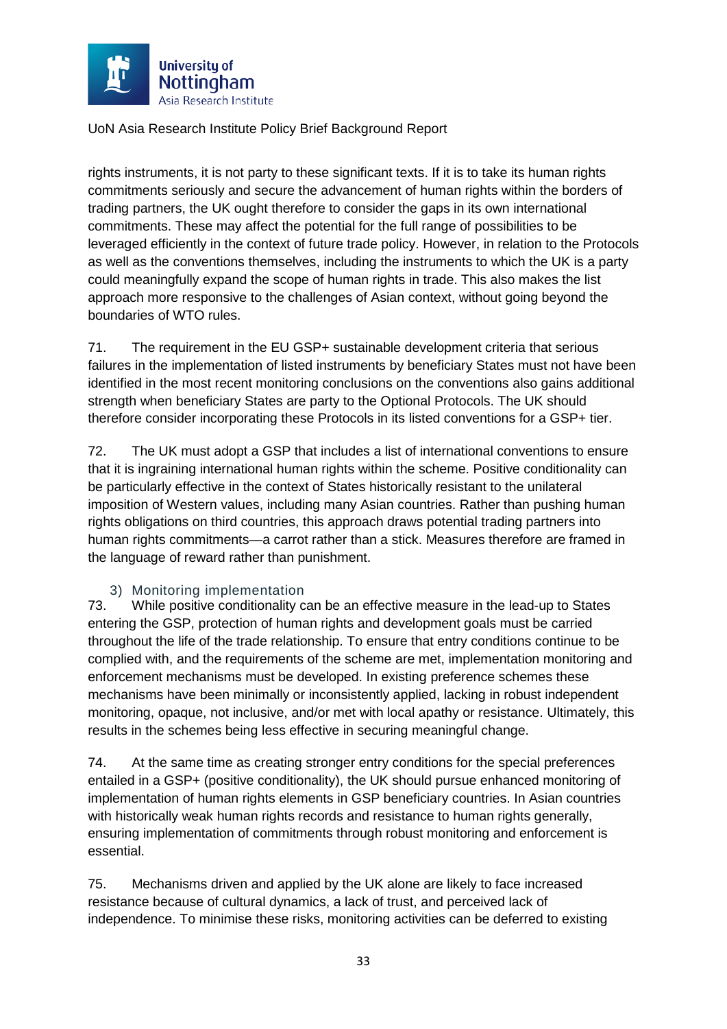rights instruments, it is not party to these significant texts. If it is to take its human rights commitments seriously and secure the advancement of human rights within the borders of trading partners, the UK ought therefore to consider the gaps in its own international commitments. These may affect the potential for the full range of possibilities to be leveraged efficiently in the context of future trade policy. However, in relation to the Protocols as well as the conventions themselves, including the instruments to which the UK is a party could meaningfully expand the scope of human rights in trade. This also makes the list approach more responsive to the challenges of Asian context, without going beyond the boundaries of WTO rules.

71. The requirement in the EU GSP+ sustainable development criteria that serious failures in the implementation of listed instruments by beneficiary States must not have been identified in the most recent monitoring conclusions on the conventions also gains additional strength when beneficiary States are party to the Optional Protocols. The UK should therefore consider incorporating these Protocols in its listed conventions for a GSP+ tier.

72. The UK must adopt a GSP that includes a list of international conventions to ensure that it is ingraining international human rights within the scheme. Positive conditionality can be particularly effective in the context of States historically resistant to the unilateral imposition of Western values, including many Asian countries. Rather than pushing human rights obligations on third countries, this approach draws potential trading partners into human rights commitments—a carrot rather than a stick. Measures therefore are framed in the language of reward rather than punishment.

### 3) Monitoring implementation

73. While positive conditionality can be an effective measure in the lead-up to States entering the GSP, protection of human rights and development goals must be carried throughout the life of the trade relationship. To ensure that entry conditions continue to be complied with, and the requirements of the scheme are met, implementation monitoring and enforcement mechanisms must be developed. In existing preference schemes these mechanisms have been minimally or inconsistently applied, lacking in robust independent monitoring, opaque, not inclusive, and/or met with local apathy or resistance. Ultimately, this results in the schemes being less effective in securing meaningful change.

74. At the same time as creating stronger entry conditions for the special preferences entailed in a GSP+ (positive conditionality), the UK should pursue enhanced monitoring of implementation of human rights elements in GSP beneficiary countries. In Asian countries with historically weak human rights records and resistance to human rights generally, ensuring implementation of commitments through robust monitoring and enforcement is essential.

75. Mechanisms driven and applied by the UK alone are likely to face increased resistance because of cultural dynamics, a lack of trust, and perceived lack of independence. To minimise these risks, monitoring activities can be deferred to existing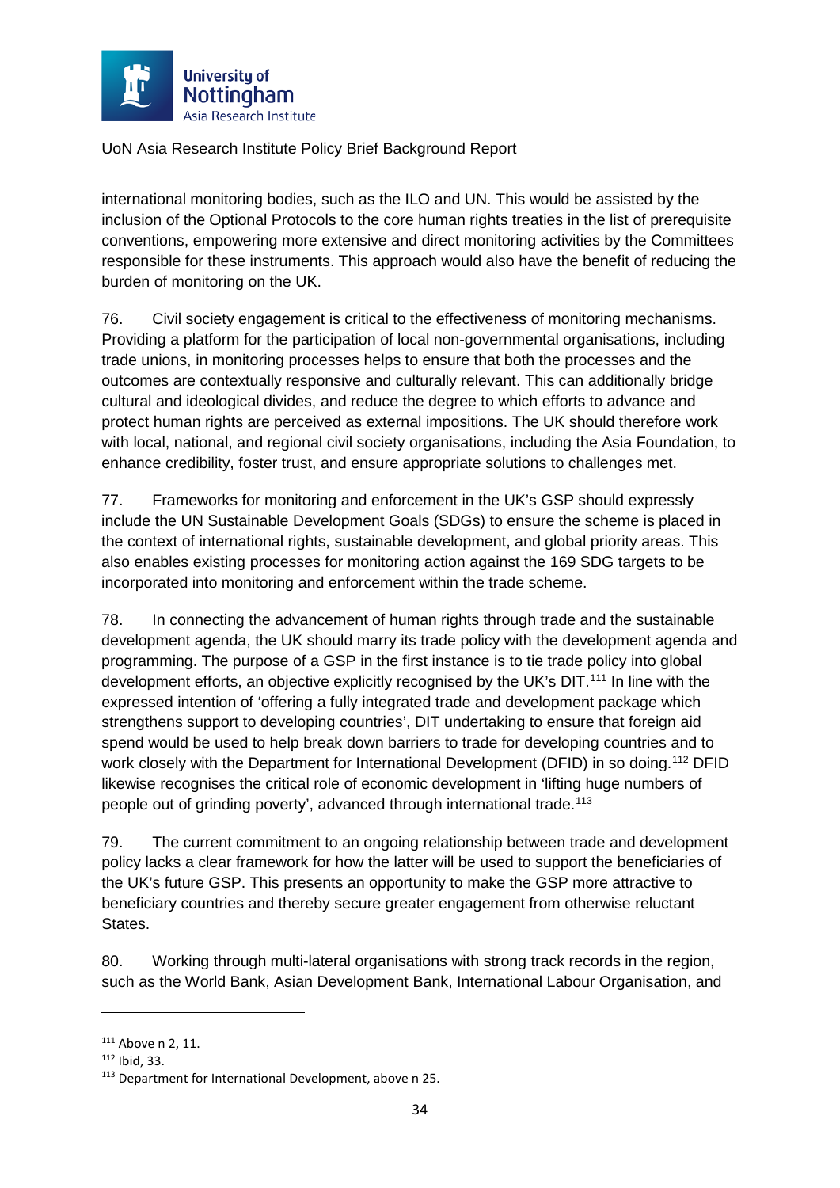international monitoring bodies, such as the ILO and UN. This would be assisted by the inclusion of the Optional Protocols to the core human rights treaties in the list of prerequisite conventions, empowering more extensive and direct monitoring activities by the Committees responsible for these instruments. This approach would also have the benefit of reducing the burden of monitoring on the UK.

76. Civil society engagement is critical to the effectiveness of monitoring mechanisms. Providing a platform for the participation of local non-governmental organisations, including trade unions, in monitoring processes helps to ensure that both the processes and the outcomes are contextually responsive and culturally relevant. This can additionally bridge cultural and ideological divides, and reduce the degree to which efforts to advance and protect human rights are perceived as external impositions. The UK should therefore work with local, national, and regional civil society organisations, including the Asia Foundation, to enhance credibility, foster trust, and ensure appropriate solutions to challenges met.

77. Frameworks for monitoring and enforcement in the UK's GSP should expressly include the UN Sustainable Development Goals (SDGs) to ensure the scheme is placed in the context of international rights, sustainable development, and global priority areas. This also enables existing processes for monitoring action against the 169 SDG targets to be incorporated into monitoring and enforcement within the trade scheme.

78. In connecting the advancement of human rights through trade and the sustainable development agenda, the UK should marry its trade policy with the development agenda and programming. The purpose of a GSP in the first instance is to tie trade policy into global development efforts, an objective explicitly recognised by the UK's DIT.[111] In line with the expressed intention of 'offering a fully integrated trade and development package which strengthens support to developing countries', DIT undertaking to ensure that foreign aid spend would be used to help break down barriers to trade for developing countries and to work closely with the Department for International Development (DFID) in so doing.[112] DFID likewise recognises the critical role of economic development in 'lifting huge numbers of people out of grinding poverty', advanced through international trade.[113]

79. The current commitment to an ongoing relationship between trade and development policy lacks a clear framework for how the latter will be used to support the beneficiaries of the UK's future GSP. This presents an opportunity to make the GSP more attractive to beneficiary countries and thereby secure greater engagement from otherwise reluctant States.

80. Working through multi-lateral organisations with strong track records in the region, such as the World Bank, Asian Development Bank, International Labour Organisation, and

---

[111] Above n 2, 11.

[112] Ibid, 33.

[113] Department for International Development, above n 25.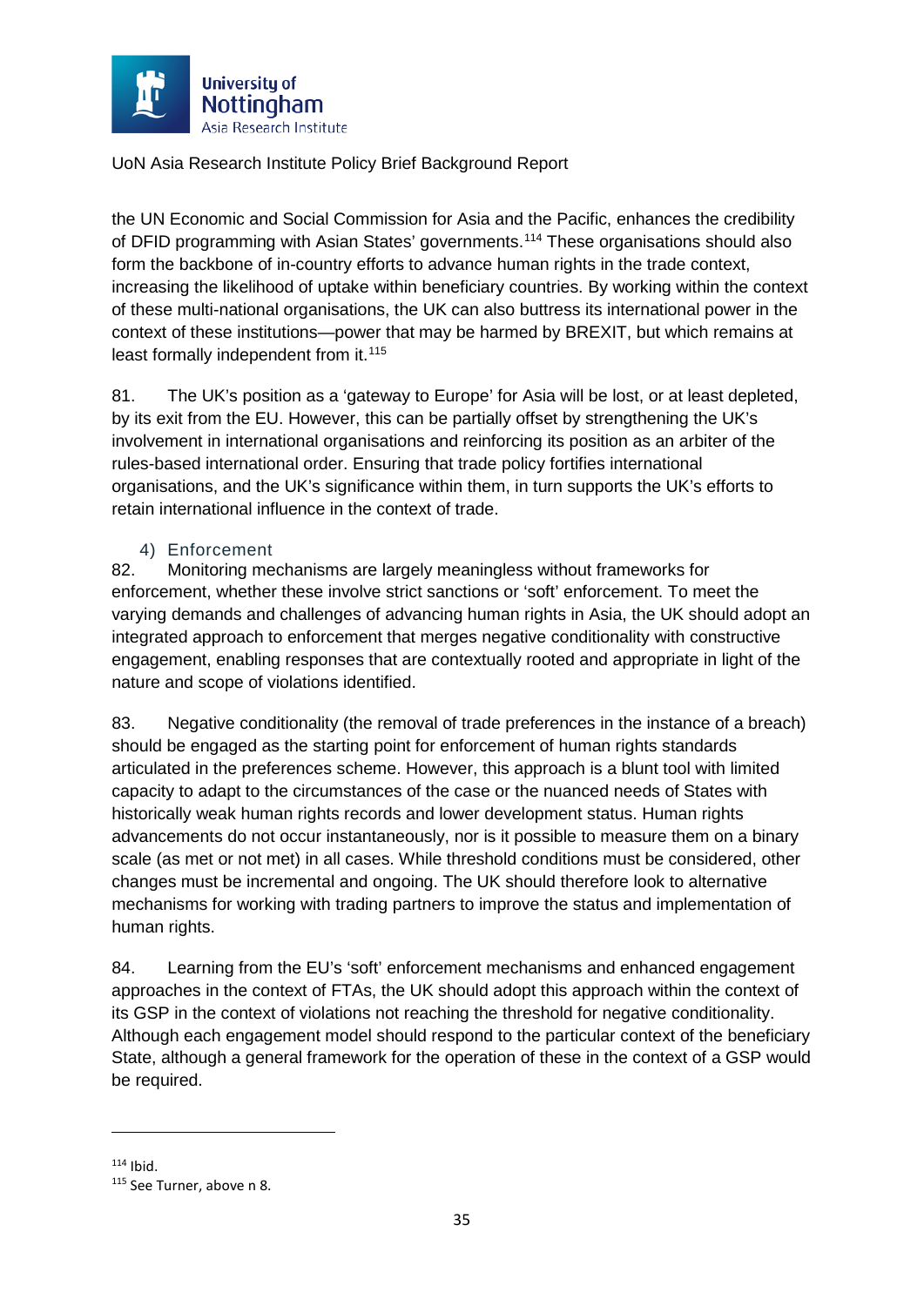the UN Economic and Social Commission for Asia and the Pacific, enhances the credibility of DFID programming with Asian States' governments.[114] These organisations should also form the backbone of in-country efforts to advance human rights in the trade context, increasing the likelihood of uptake within beneficiary countries. By working within the context of these multi-national organisations, the UK can also buttress its international power in the context of these institutions—power that may be harmed by BREXIT, but which remains at least formally independent from it.[115]

81. The UK's position as a 'gateway to Europe' for Asia will be lost, or at least depleted, by its exit from the EU. However, this can be partially offset by strengthening the UK's involvement in international organisations and reinforcing its position as an arbiter of the rules-based international order. Ensuring that trade policy fortifies international organisations, and the UK's significance within them, in turn supports the UK's efforts to retain international influence in the context of trade.

### 4) Enforcement

82. Monitoring mechanisms are largely meaningless without frameworks for enforcement, whether these involve strict sanctions or 'soft' enforcement. To meet the varying demands and challenges of advancing human rights in Asia, the UK should adopt an integrated approach to enforcement that merges negative conditionality with constructive engagement, enabling responses that are contextually rooted and appropriate in light of the nature and scope of violations identified.

83. Negative conditionality (the removal of trade preferences in the instance of a breach) should be engaged as the starting point for enforcement of human rights standards articulated in the preferences scheme. However, this approach is a blunt tool with limited capacity to adapt to the circumstances of the case or the nuanced needs of States with historically weak human rights records and lower development status. Human rights advancements do not occur instantaneously, nor is it possible to measure them on a binary scale (as met or not met) in all cases. While threshold conditions must be considered, other changes must be incremental and ongoing. The UK should therefore look to alternative mechanisms for working with trading partners to improve the status and implementation of human rights.

84. Learning from the EU's 'soft' enforcement mechanisms and enhanced engagement approaches in the context of FTAs, the UK should adopt this approach within the context of its GSP in the context of violations not reaching the threshold for negative conditionality. Although each engagement model should respond to the particular context of the beneficiary State, although a general framework for the operation of these in the context of a GSP would be required.

---

[114] Ibid.

[115] See Turner, above n 8.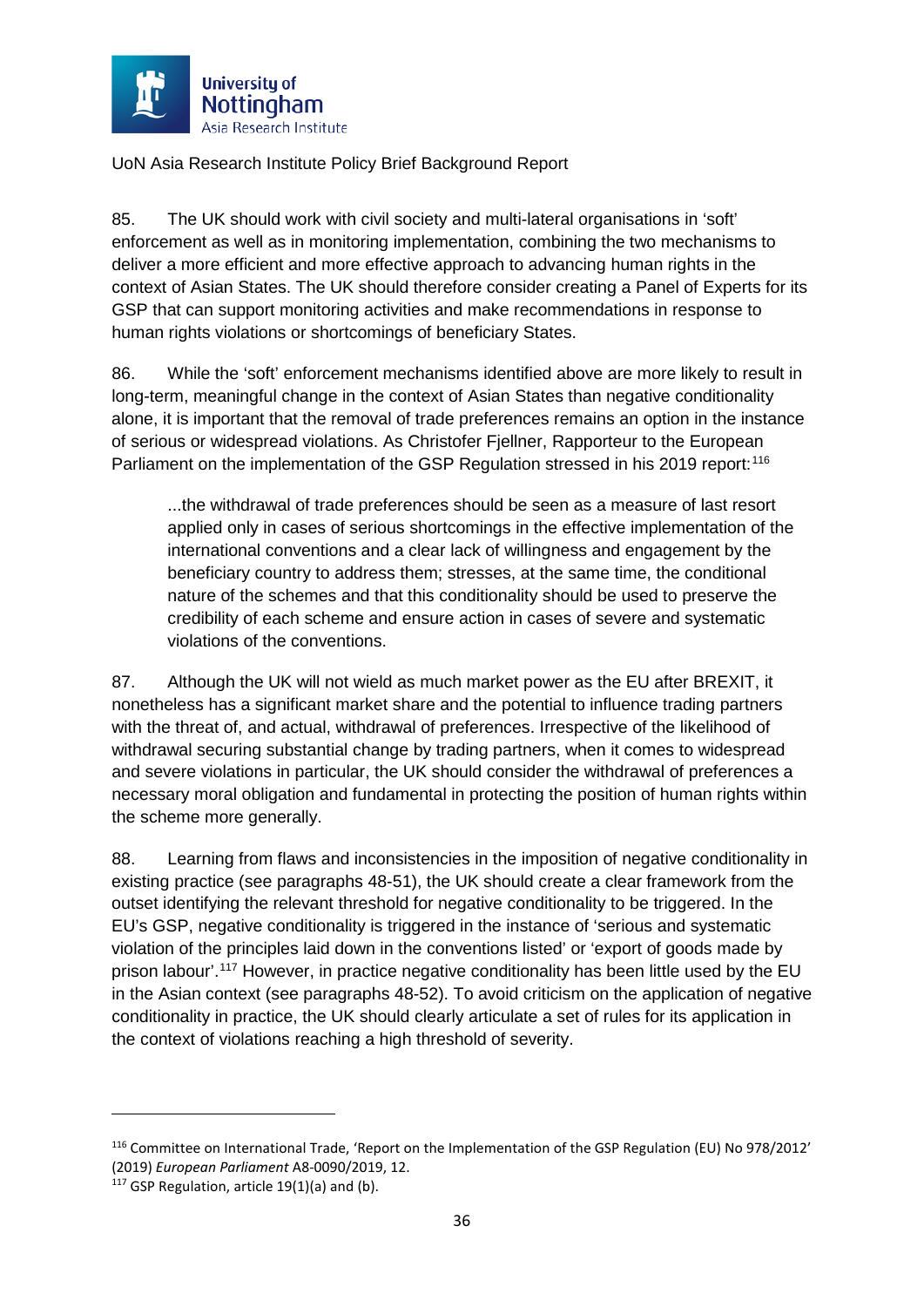85. The UK should work with civil society and multi-lateral organisations in 'soft' enforcement as well as in monitoring implementation, combining the two mechanisms to deliver a more efficient and more effective approach to advancing human rights in the context of Asian States. The UK should therefore consider creating a Panel of Experts for its GSP that can support monitoring activities and make recommendations in response to human rights violations or shortcomings of beneficiary States.

86. While the 'soft' enforcement mechanisms identified above are more likely to result in long-term, meaningful change in the context of Asian States than negative conditionality alone, it is important that the removal of trade preferences remains an option in the instance of serious or widespread violations. As Christofer Fjellner, Rapporteur to the European Parliament on the implementation of the GSP Regulation stressed in his 2019 report:[116]

> ...the withdrawal of trade preferences should be seen as a measure of last resort applied only in cases of serious shortcomings in the effective implementation of the international conventions and a clear lack of willingness and engagement by the beneficiary country to address them; stresses, at the same time, the conditional nature of the schemes and that this conditionality should be used to preserve the credibility of each scheme and ensure action in cases of severe and systematic violations of the conventions.

87. Although the UK will not wield as much market power as the EU after BREXIT, it nonetheless has a significant market share and the potential to influence trading partners with the threat of, and actual, withdrawal of preferences. Irrespective of the likelihood of withdrawal securing substantial change by trading partners, when it comes to widespread and severe violations in particular, the UK should consider the withdrawal of preferences a necessary moral obligation and fundamental in protecting the position of human rights within the scheme more generally.

88. Learning from flaws and inconsistencies in the imposition of negative conditionality in existing practice (see paragraphs 48-51), the UK should create a clear framework from the outset identifying the relevant threshold for negative conditionality to be triggered. In the EU's GSP, negative conditionality is triggered in the instance of 'serious and systematic violation of the principles laid down in the conventions listed' or 'export of goods made by prison labour'.[117] However, in practice negative conditionality has been little used by the EU in the Asian context (see paragraphs 48-52). To avoid criticism on the application of negative conditionality in practice, the UK should clearly articulate a set of rules for its application in the context of violations reaching a high threshold of severity.

---

[116] Committee on International Trade, 'Report on the Implementation of the GSP Regulation (EU) No 978/2012' (2019) *European Parliament* A8-0090/2019, 12.

[117] GSP Regulation, article 19(1)(a) and (b).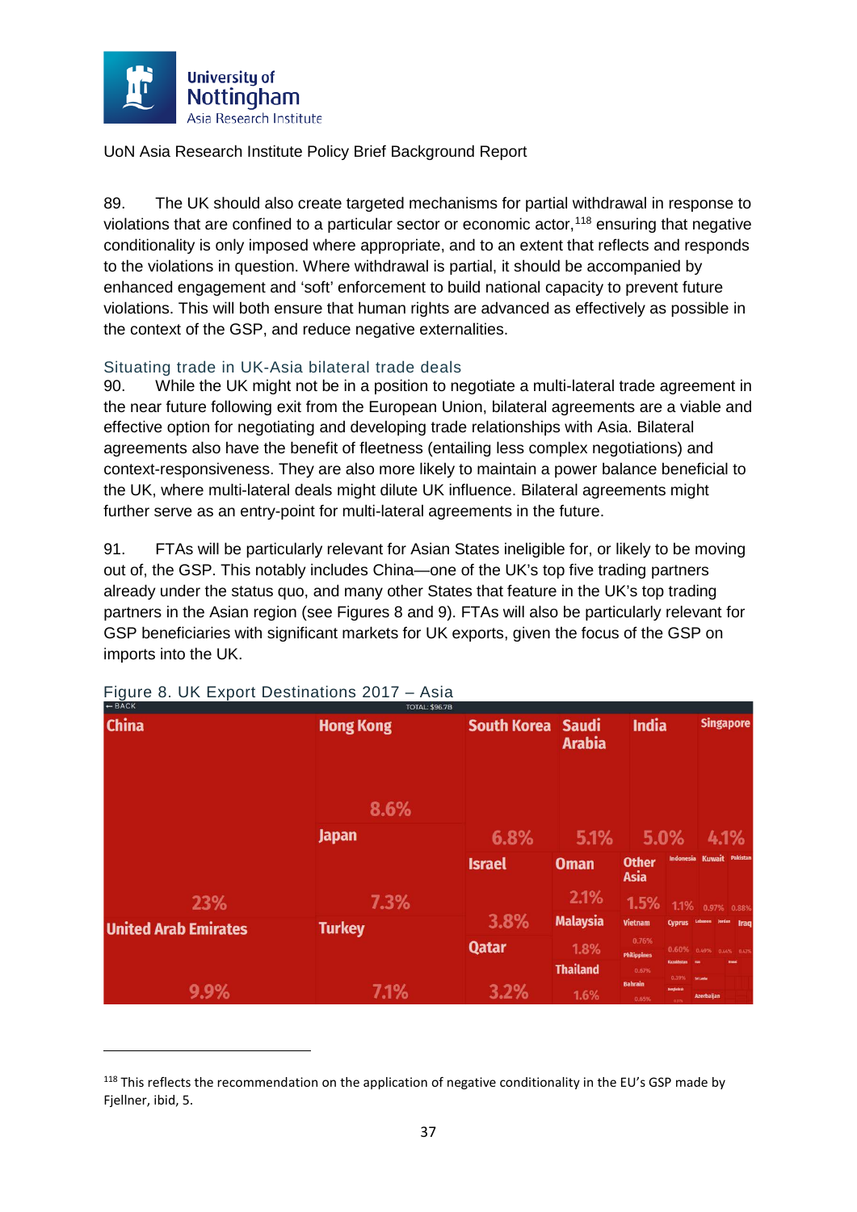89. The UK should also create targeted mechanisms for partial withdrawal in response to violations that are confined to a particular sector or economic actor,[118] ensuring that negative conditionality is only imposed where appropriate, and to an extent that reflects and responds to the violations in question. Where withdrawal is partial, it should be accompanied by enhanced engagement and 'soft' enforcement to build national capacity to prevent future violations. This will both ensure that human rights are advanced as effectively as possible in the context of the GSP, and reduce negative externalities.

## Situating trade in UK-Asia bilateral trade deals

90. While the UK might not be in a position to negotiate a multi-lateral trade agreement in the near future following exit from the European Union, bilateral agreements are a viable and effective option for negotiating and developing trade relationships with Asia. Bilateral agreements also have the benefit of fleetness (entailing less complex negotiations) and context-responsiveness. They are also more likely to maintain a power balance beneficial to the UK, where multi-lateral deals might dilute UK influence. Bilateral agreements might further serve as an entry-point for multi-lateral agreements in the future.

91. FTAs will be particularly relevant for Asian States ineligible for, or likely to be moving out of, the GSP. This notably includes China—one of the UK's top five trading partners already under the status quo, and many other States that feature in the UK's top trading partners in the Asian region (see Figures 8 and 9). FTAs will also be particularly relevant for GSP beneficiaries with significant markets for UK exports, given the focus of the GSP on imports into the UK.

Figure 8. UK Export Destinations 2017 – Asia

| Country | Share |
|---|---|
| China | 23% |
| United Arab Emirates | 9.9% |
| Hong Kong | 8.6% |
| Japan | 7.3% |
| Turkey | 7.1% |
| South Korea | 6.8% |
| Saudi Arabia | 5.1% |
| India | 5.0% |
| Singapore | 4.1% |
| Israel | 3.8% |
| Qatar | 3.2% |
| Oman | 2.1% |
| Malaysia | 1.8% |
| Thailand | 1.6% |
| Other Asia | 1.5% |
| Indonesia | 1.1% |
| Kuwait | 0.97% |
| Pakistan | 0.88% |
| Vietnam | 0.76% |
| Cyprus | 0.60% |
| Philippines | 0.67% |
| Bahrain | 0.65% |

TOTAL: $96.7B

---

[118] This reflects the recommendation on the application of negative conditionality in the EU's GSP made by Fjellner, ibid, 5.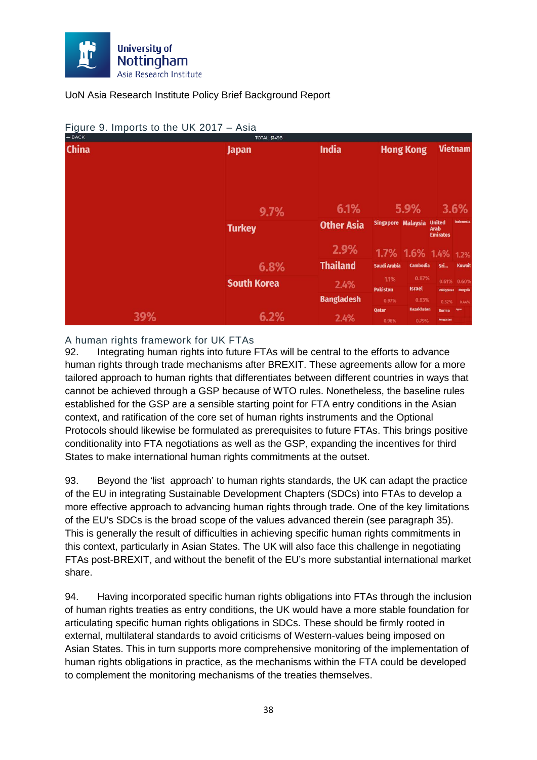UoN Asia Research Institute Policy Brief Background Report

Figure 9. Imports to the UK 2017 – Asia

A human rights framework for UK FTAs

92. Integrating human rights into future FTAs will be central to the efforts to advance human rights through trade mechanisms after BREXIT. These agreements allow for a more tailored approach to human rights that differentiates between different countries in ways that cannot be achieved through a GSP because of WTO rules. Nonetheless, the baseline rules established for the GSP are a sensible starting point for FTA entry conditions in the Asian context, and ratification of the core set of human rights instruments and the Optional Protocols should likewise be formulated as prerequisites to future FTAs. This brings positive conditionality into FTA negotiations as well as the GSP, expanding the incentives for third States to make international human rights commitments at the outset.

93. Beyond the 'list approach' to human rights standards, the UK can adapt the practice of the EU in integrating Sustainable Development Chapters (SDCs) into FTAs to develop a more effective approach to advancing human rights through trade. One of the key limitations of the EU's SDCs is the broad scope of the values advanced therein (see paragraph 35). This is generally the result of difficulties in achieving specific human rights commitments in this context, particularly in Asian States. The UK will also face this challenge in negotiating FTAs post-BREXIT, and without the benefit of the EU's more substantial international market share.

94. Having incorporated specific human rights obligations into FTAs through the inclusion of human rights treaties as entry conditions, the UK would have a more stable foundation for articulating specific human rights obligations in SDCs. These should be firmly rooted in external, multilateral standards to avoid criticisms of Western-values being imposed on Asian States. This in turn supports more comprehensive monitoring of the implementation of human rights obligations in practice, as the mechanisms within the FTA could be developed to complement the monitoring mechanisms of the treaties themselves.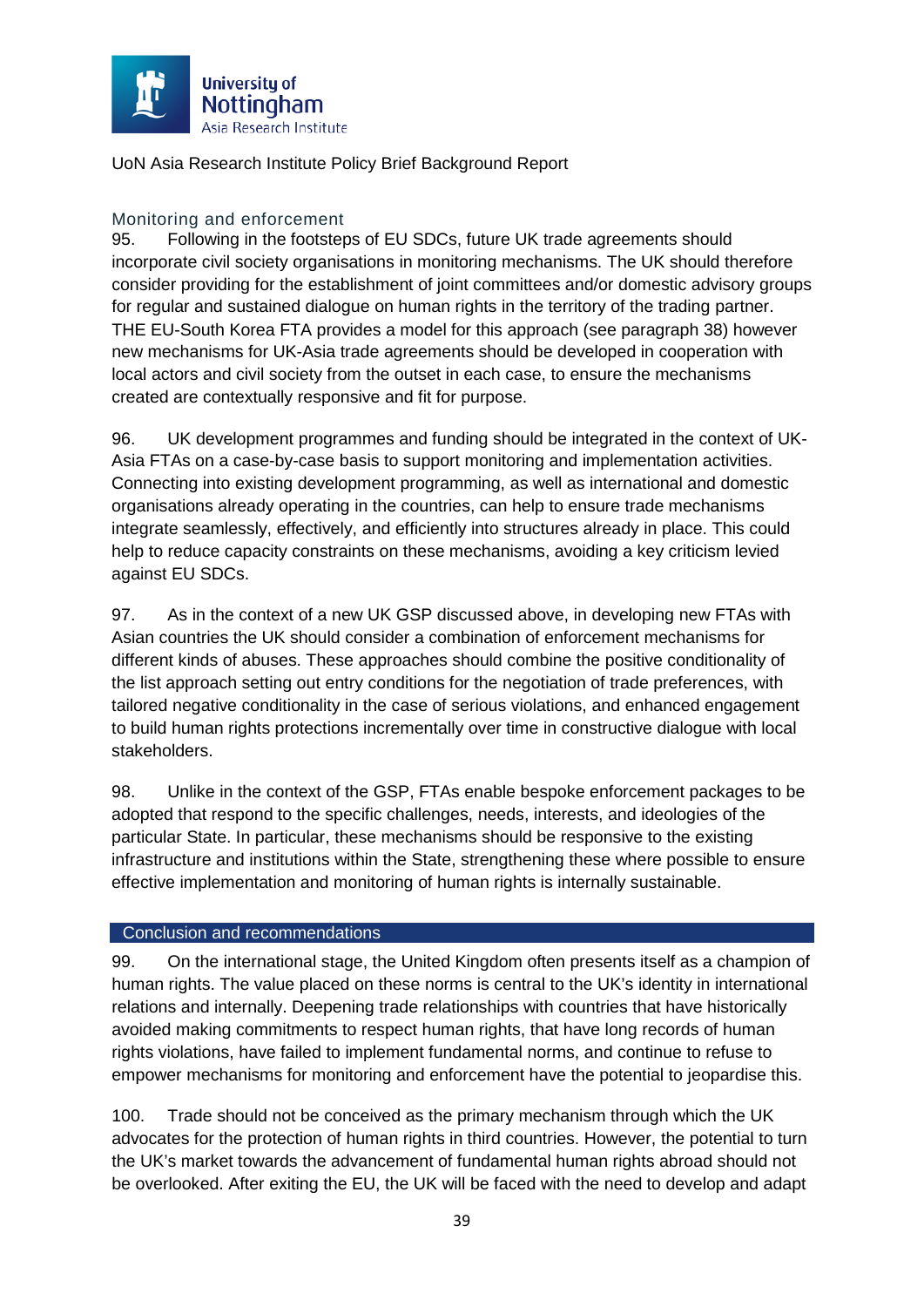## Monitoring and enforcement

95. Following in the footsteps of EU SDCs, future UK trade agreements should incorporate civil society organisations in monitoring mechanisms. The UK should therefore consider providing for the establishment of joint committees and/or domestic advisory groups for regular and sustained dialogue on human rights in the territory of the trading partner. THE EU-South Korea FTA provides a model for this approach (see paragraph 38) however new mechanisms for UK-Asia trade agreements should be developed in cooperation with local actors and civil society from the outset in each case, to ensure the mechanisms created are contextually responsive and fit for purpose.

96. UK development programmes and funding should be integrated in the context of UK-Asia FTAs on a case-by-case basis to support monitoring and implementation activities. Connecting into existing development programming, as well as international and domestic organisations already operating in the countries, can help to ensure trade mechanisms integrate seamlessly, effectively, and efficiently into structures already in place. This could help to reduce capacity constraints on these mechanisms, avoiding a key criticism levied against EU SDCs.

97. As in the context of a new UK GSP discussed above, in developing new FTAs with Asian countries the UK should consider a combination of enforcement mechanisms for different kinds of abuses. These approaches should combine the positive conditionality of the list approach setting out entry conditions for the negotiation of trade preferences, with tailored negative conditionality in the case of serious violations, and enhanced engagement to build human rights protections incrementally over time in constructive dialogue with local stakeholders.

98. Unlike in the context of the GSP, FTAs enable bespoke enforcement packages to be adopted that respond to the specific challenges, needs, interests, and ideologies of the particular State. In particular, these mechanisms should be responsive to the existing infrastructure and institutions within the State, strengthening these where possible to ensure effective implementation and monitoring of human rights is internally sustainable.

## Conclusion and recommendations

99. On the international stage, the United Kingdom often presents itself as a champion of human rights. The value placed on these norms is central to the UK's identity in international relations and internally. Deepening trade relationships with countries that have historically avoided making commitments to respect human rights, that have long records of human rights violations, have failed to implement fundamental norms, and continue to refuse to empower mechanisms for monitoring and enforcement have the potential to jeopardise this.

100. Trade should not be conceived as the primary mechanism through which the UK advocates for the protection of human rights in third countries. However, the potential to turn the UK's market towards the advancement of fundamental human rights abroad should not be overlooked. After exiting the EU, the UK will be faced with the need to develop and adapt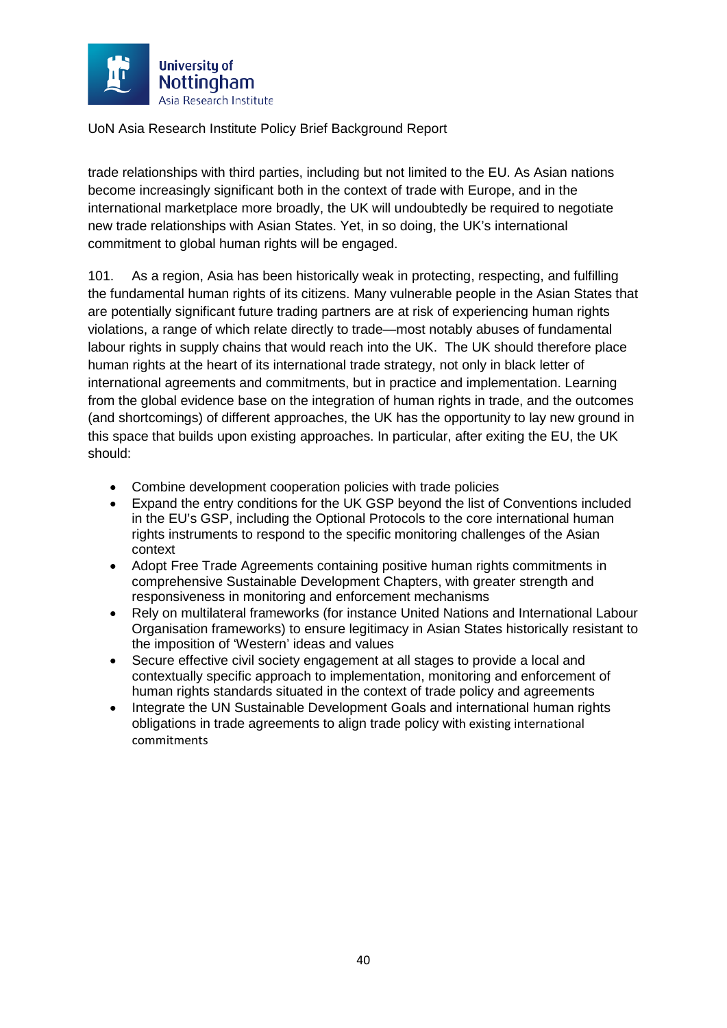trade relationships with third parties, including but not limited to the EU. As Asian nations become increasingly significant both in the context of trade with Europe, and in the international marketplace more broadly, the UK will undoubtedly be required to negotiate new trade relationships with Asian States. Yet, in so doing, the UK's international commitment to global human rights will be engaged.

101. As a region, Asia has been historically weak in protecting, respecting, and fulfilling the fundamental human rights of its citizens. Many vulnerable people in the Asian States that are potentially significant future trading partners are at risk of experiencing human rights violations, a range of which relate directly to trade—most notably abuses of fundamental labour rights in supply chains that would reach into the UK. The UK should therefore place human rights at the heart of its international trade strategy, not only in black letter of international agreements and commitments, but in practice and implementation. Learning from the global evidence base on the integration of human rights in trade, and the outcomes (and shortcomings) of different approaches, the UK has the opportunity to lay new ground in this space that builds upon existing approaches. In particular, after exiting the EU, the UK should:

- Combine development cooperation policies with trade policies
- Expand the entry conditions for the UK GSP beyond the list of Conventions included in the EU's GSP, including the Optional Protocols to the core international human rights instruments to respond to the specific monitoring challenges of the Asian context
- Adopt Free Trade Agreements containing positive human rights commitments in comprehensive Sustainable Development Chapters, with greater strength and responsiveness in monitoring and enforcement mechanisms
- Rely on multilateral frameworks (for instance United Nations and International Labour Organisation frameworks) to ensure legitimacy in Asian States historically resistant to the imposition of 'Western' ideas and values
- Secure effective civil society engagement at all stages to provide a local and contextually specific approach to implementation, monitoring and enforcement of human rights standards situated in the context of trade policy and agreements
- Integrate the UN Sustainable Development Goals and international human rights obligations in trade agreements to align trade policy with existing international commitments